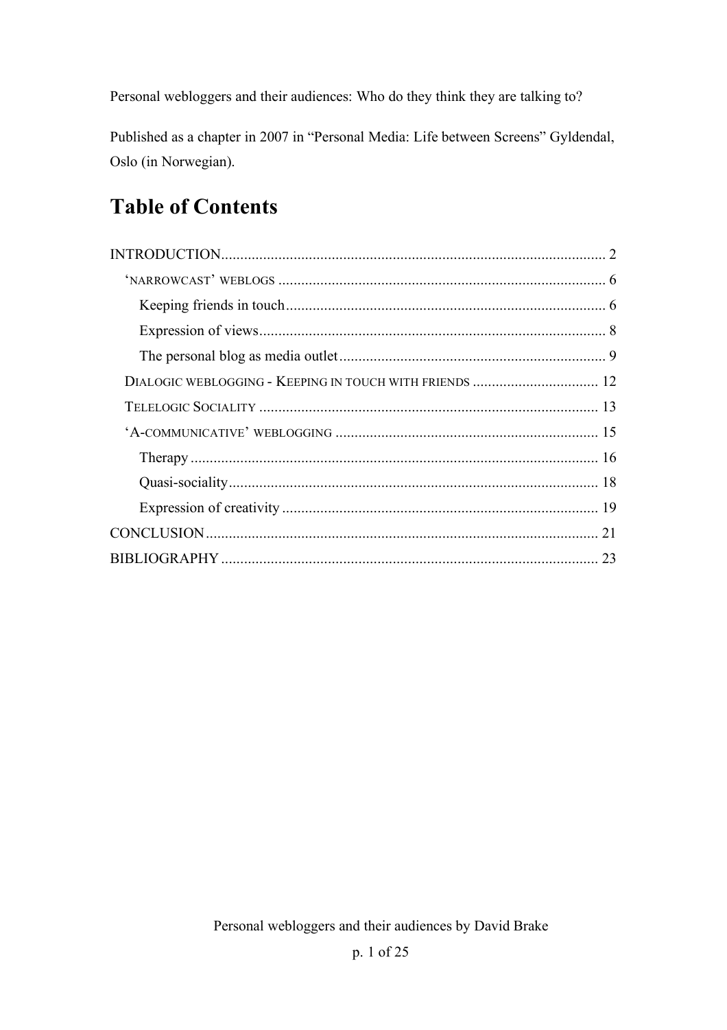Personal webloggers and their audiences: Who do they think they are talking to?

Published as a chapter in 2007 in "Personal Media: Life between Screens" Gyldendal, Oslo (in Norwegian).

# Table of Contents

- INTRODUCTION .......... 2
  - 'NARROWCAST' WEBLOGS .......... 6
    - Keeping friends in touch .......... 6
    - Expression of views .......... 8
    - The personal blog as media outlet .......... 9
  - DIALOGIC WEBLOGGING - KEEPING IN TOUCH WITH FRIENDS .......... 12
  - TELELOGIC SOCIALITY .......... 13
  - 'A-COMMUNICATIVE' WEBLOGGING .......... 15
    - Therapy .......... 16
    - Quasi-sociality .......... 18
    - Expression of creativity .......... 19
- CONCLUSION .......... 21
- BIBLIOGRAPHY .......... 23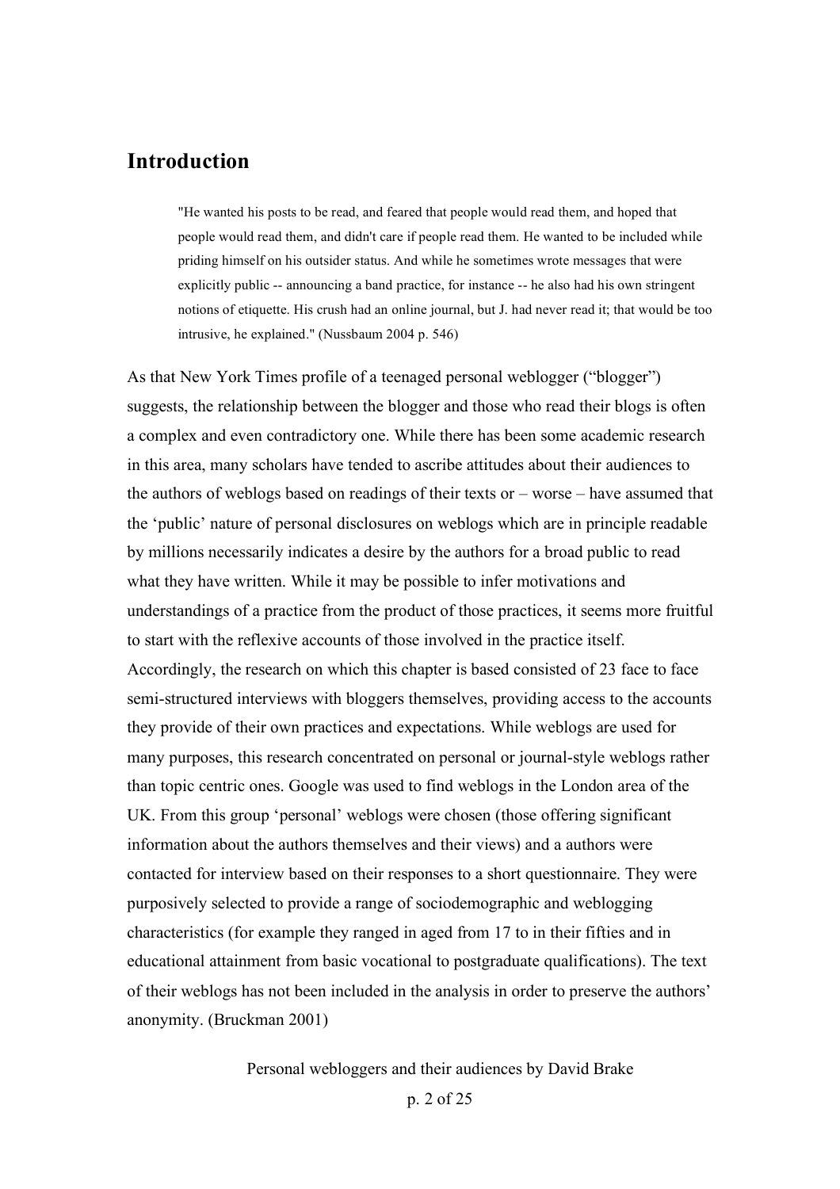## Introduction

> "He wanted his posts to be read, and feared that people would read them, and hoped that people would read them, and didn't care if people read them. He wanted to be included while priding himself on his outsider status. And while he sometimes wrote messages that were explicitly public -- announcing a band practice, for instance -- he also had his own stringent notions of etiquette. His crush had an online journal, but J. had never read it; that would be too intrusive, he explained." (Nussbaum 2004 p. 546)

As that New York Times profile of a teenaged personal weblogger ("blogger") suggests, the relationship between the blogger and those who read their blogs is often a complex and even contradictory one. While there has been some academic research in this area, many scholars have tended to ascribe attitudes about their audiences to the authors of weblogs based on readings of their texts or – worse – have assumed that the 'public' nature of personal disclosures on weblogs which are in principle readable by millions necessarily indicates a desire by the authors for a broad public to read what they have written. While it may be possible to infer motivations and understandings of a practice from the product of those practices, it seems more fruitful to start with the reflexive accounts of those involved in the practice itself. Accordingly, the research on which this chapter is based consisted of 23 face to face semi-structured interviews with bloggers themselves, providing access to the accounts they provide of their own practices and expectations. While weblogs are used for many purposes, this research concentrated on personal or journal-style weblogs rather than topic centric ones. Google was used to find weblogs in the London area of the UK. From this group 'personal' weblogs were chosen (those offering significant information about the authors themselves and their views) and a authors were contacted for interview based on their responses to a short questionnaire. They were purposively selected to provide a range of sociodemographic and weblogging characteristics (for example they ranged in aged from 17 to in their fifties and in educational attainment from basic vocational to postgraduate qualifications). The text of their weblogs has not been included in the analysis in order to preserve the authors' anonymity. (Bruckman 2001)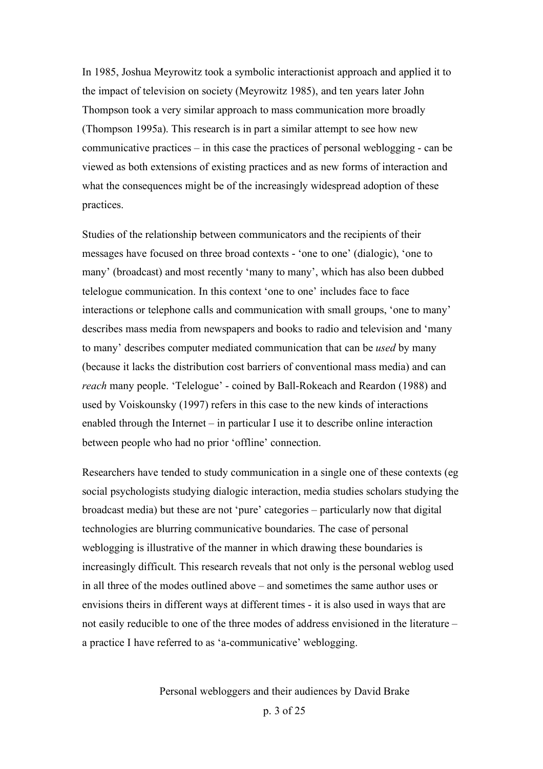In 1985, Joshua Meyrowitz took a symbolic interactionist approach and applied it to the impact of television on society (Meyrowitz 1985), and ten years later John Thompson took a very similar approach to mass communication more broadly (Thompson 1995a). This research is in part a similar attempt to see how new communicative practices – in this case the practices of personal weblogging - can be viewed as both extensions of existing practices and as new forms of interaction and what the consequences might be of the increasingly widespread adoption of these practices.

Studies of the relationship between communicators and the recipients of their messages have focused on three broad contexts - 'one to one' (dialogic), 'one to many' (broadcast) and most recently 'many to many', which has also been dubbed telelogue communication. In this context 'one to one' includes face to face interactions or telephone calls and communication with small groups, 'one to many' describes mass media from newspapers and books to radio and television and 'many to many' describes computer mediated communication that can be *used* by many (because it lacks the distribution cost barriers of conventional mass media) and can *reach* many people. 'Telelogue' - coined by Ball-Rokeach and Reardon (1988) and used by Voiskounsky (1997) refers in this case to the new kinds of interactions enabled through the Internet – in particular I use it to describe online interaction between people who had no prior 'offline' connection.

Researchers have tended to study communication in a single one of these contexts (eg social psychologists studying dialogic interaction, media studies scholars studying the broadcast media) but these are not 'pure' categories – particularly now that digital technologies are blurring communicative boundaries. The case of personal weblogging is illustrative of the manner in which drawing these boundaries is increasingly difficult. This research reveals that not only is the personal weblog used in all three of the modes outlined above – and sometimes the same author uses or envisions theirs in different ways at different times - it is also used in ways that are not easily reducible to one of the three modes of address envisioned in the literature – a practice I have referred to as 'a-communicative' weblogging.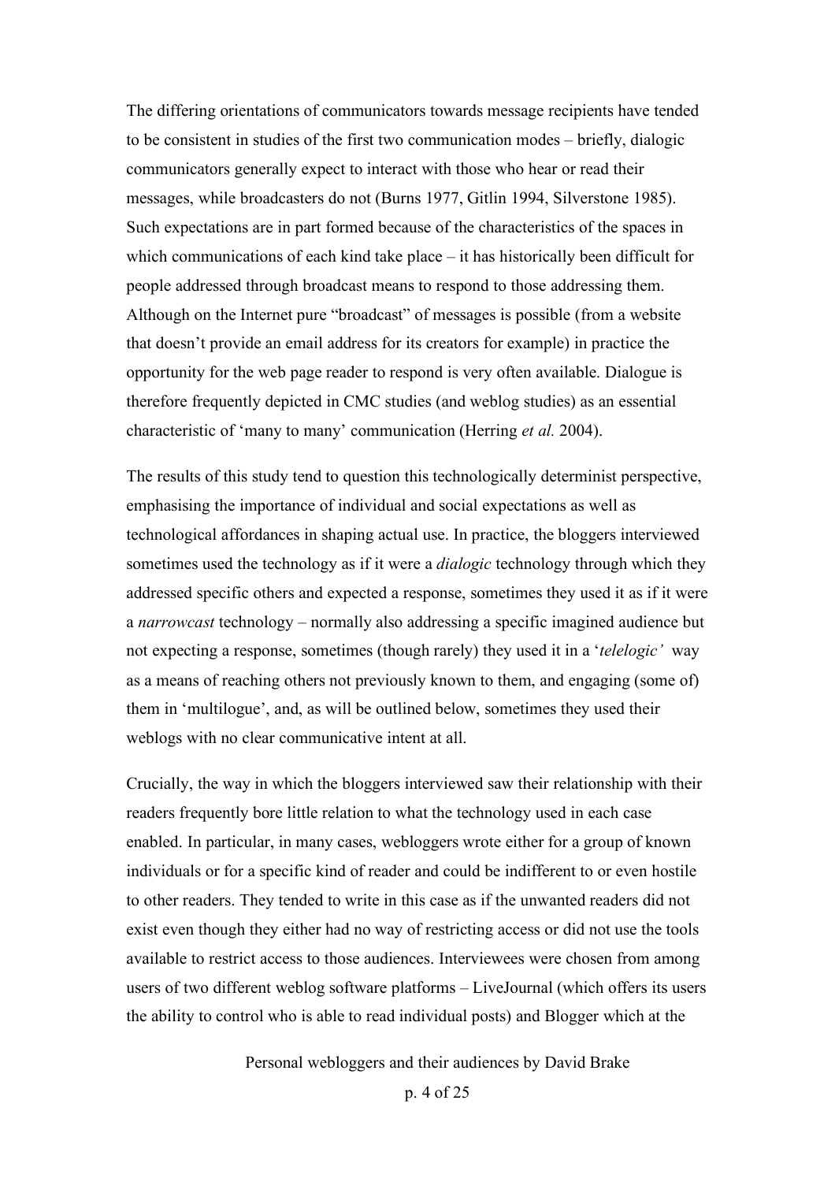The differing orientations of communicators towards message recipients have tended to be consistent in studies of the first two communication modes – briefly, dialogic communicators generally expect to interact with those who hear or read their messages, while broadcasters do not (Burns 1977, Gitlin 1994, Silverstone 1985). Such expectations are in part formed because of the characteristics of the spaces in which communications of each kind take place – it has historically been difficult for people addressed through broadcast means to respond to those addressing them. Although on the Internet pure "broadcast" of messages is possible (from a website that doesn't provide an email address for its creators for example) in practice the opportunity for the web page reader to respond is very often available. Dialogue is therefore frequently depicted in CMC studies (and weblog studies) as an essential characteristic of 'many to many' communication (Herring *et al.* 2004).

The results of this study tend to question this technologically determinist perspective, emphasising the importance of individual and social expectations as well as technological affordances in shaping actual use. In practice, the bloggers interviewed sometimes used the technology as if it were a *dialogic* technology through which they addressed specific others and expected a response, sometimes they used it as if it were a *narrowcast* technology – normally also addressing a specific imagined audience but not expecting a response, sometimes (though rarely) they used it in a '*telelogic'* way as a means of reaching others not previously known to them, and engaging (some of) them in 'multilogue', and, as will be outlined below, sometimes they used their weblogs with no clear communicative intent at all.

Crucially, the way in which the bloggers interviewed saw their relationship with their readers frequently bore little relation to what the technology used in each case enabled. In particular, in many cases, webloggers wrote either for a group of known individuals or for a specific kind of reader and could be indifferent to or even hostile to other readers. They tended to write in this case as if the unwanted readers did not exist even though they either had no way of restricting access or did not use the tools available to restrict access to those audiences. Interviewees were chosen from among users of two different weblog software platforms – LiveJournal (which offers its users the ability to control who is able to read individual posts) and Blogger which at the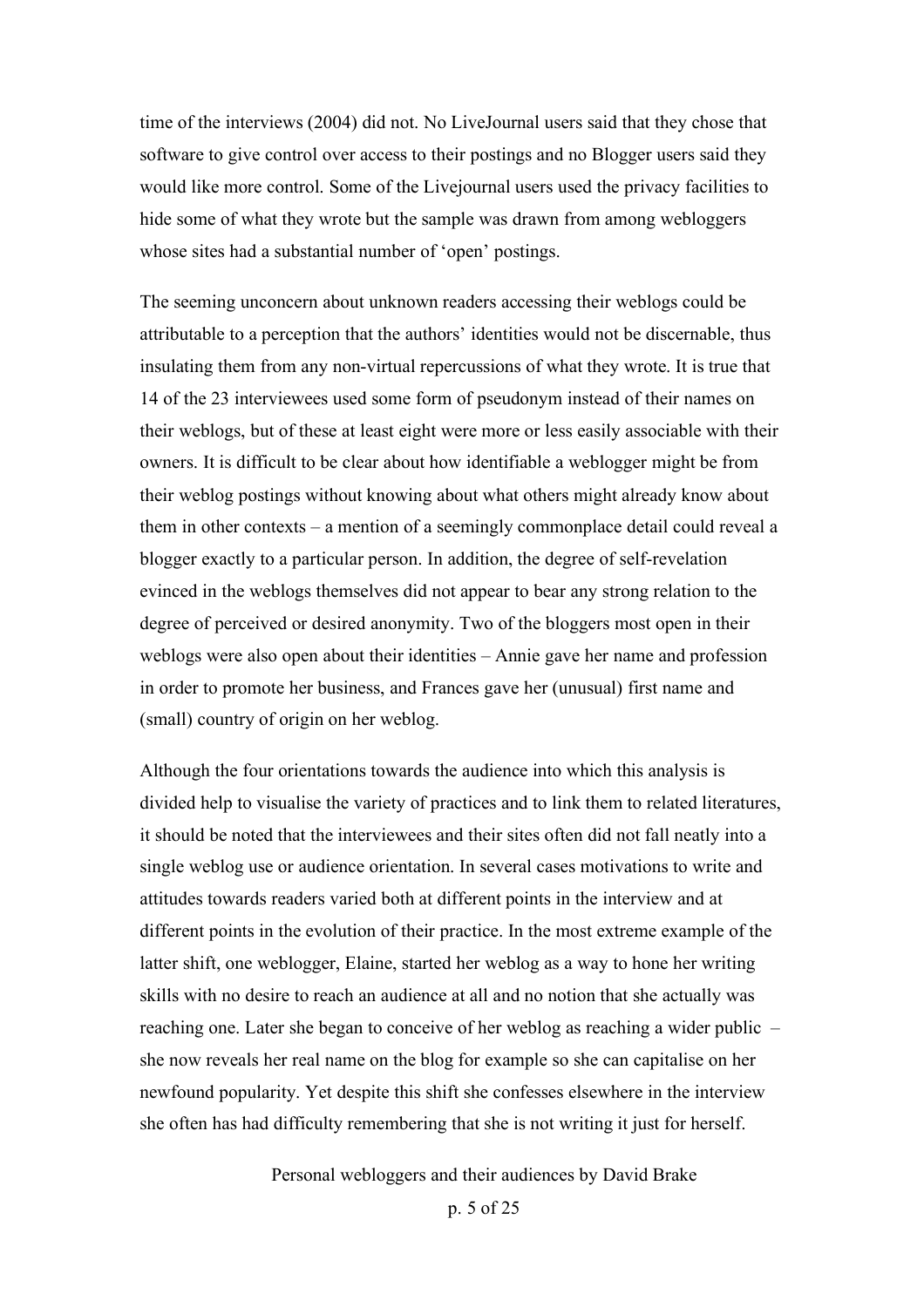time of the interviews (2004) did not. No LiveJournal users said that they chose that software to give control over access to their postings and no Blogger users said they would like more control. Some of the Livejournal users used the privacy facilities to hide some of what they wrote but the sample was drawn from among webloggers whose sites had a substantial number of 'open' postings.

The seeming unconcern about unknown readers accessing their weblogs could be attributable to a perception that the authors' identities would not be discernable, thus insulating them from any non-virtual repercussions of what they wrote. It is true that 14 of the 23 interviewees used some form of pseudonym instead of their names on their weblogs, but of these at least eight were more or less easily associable with their owners. It is difficult to be clear about how identifiable a weblogger might be from their weblog postings without knowing about what others might already know about them in other contexts – a mention of a seemingly commonplace detail could reveal a blogger exactly to a particular person. In addition, the degree of self-revelation evinced in the weblogs themselves did not appear to bear any strong relation to the degree of perceived or desired anonymity. Two of the bloggers most open in their weblogs were also open about their identities – Annie gave her name and profession in order to promote her business, and Frances gave her (unusual) first name and (small) country of origin on her weblog.

Although the four orientations towards the audience into which this analysis is divided help to visualise the variety of practices and to link them to related literatures, it should be noted that the interviewees and their sites often did not fall neatly into a single weblog use or audience orientation. In several cases motivations to write and attitudes towards readers varied both at different points in the interview and at different points in the evolution of their practice. In the most extreme example of the latter shift, one weblogger, Elaine, started her weblog as a way to hone her writing skills with no desire to reach an audience at all and no notion that she actually was reaching one. Later she began to conceive of her weblog as reaching a wider public – she now reveals her real name on the blog for example so she can capitalise on her newfound popularity. Yet despite this shift she confesses elsewhere in the interview she often has had difficulty remembering that she is not writing it just for herself.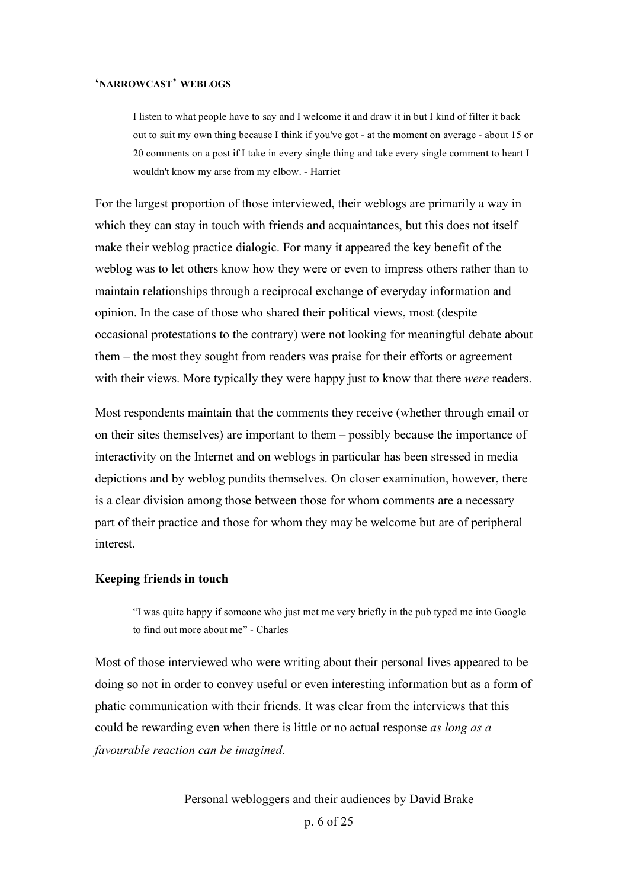## ‘NARROWCAST’ WEBLOGS

> I listen to what people have to say and I welcome it and draw it in but I kind of filter it back out to suit my own thing because I think if you've got - at the moment on average - about 15 or 20 comments on a post if I take in every single thing and take every single comment to heart I wouldn't know my arse from my elbow. - Harriet

For the largest proportion of those interviewed, their weblogs are primarily a way in which they can stay in touch with friends and acquaintances, but this does not itself make their weblog practice dialogic. For many it appeared the key benefit of the weblog was to let others know how they were or even to impress others rather than to maintain relationships through a reciprocal exchange of everyday information and opinion. In the case of those who shared their political views, most (despite occasional protestations to the contrary) were not looking for meaningful debate about them – the most they sought from readers was praise for their efforts or agreement with their views. More typically they were happy just to know that there *were* readers.

Most respondents maintain that the comments they receive (whether through email or on their sites themselves) are important to them – possibly because the importance of interactivity on the Internet and on weblogs in particular has been stressed in media depictions and by weblog pundits themselves. On closer examination, however, there is a clear division among those between those for whom comments are a necessary part of their practice and those for whom they may be welcome but are of peripheral interest.

### Keeping friends in touch

> “I was quite happy if someone who just met me very briefly in the pub typed me into Google to find out more about me” - Charles

Most of those interviewed who were writing about their personal lives appeared to be doing so not in order to convey useful or even interesting information but as a form of phatic communication with their friends. It was clear from the interviews that this could be rewarding even when there is little or no actual response *as long as a favourable reaction can be imagined*.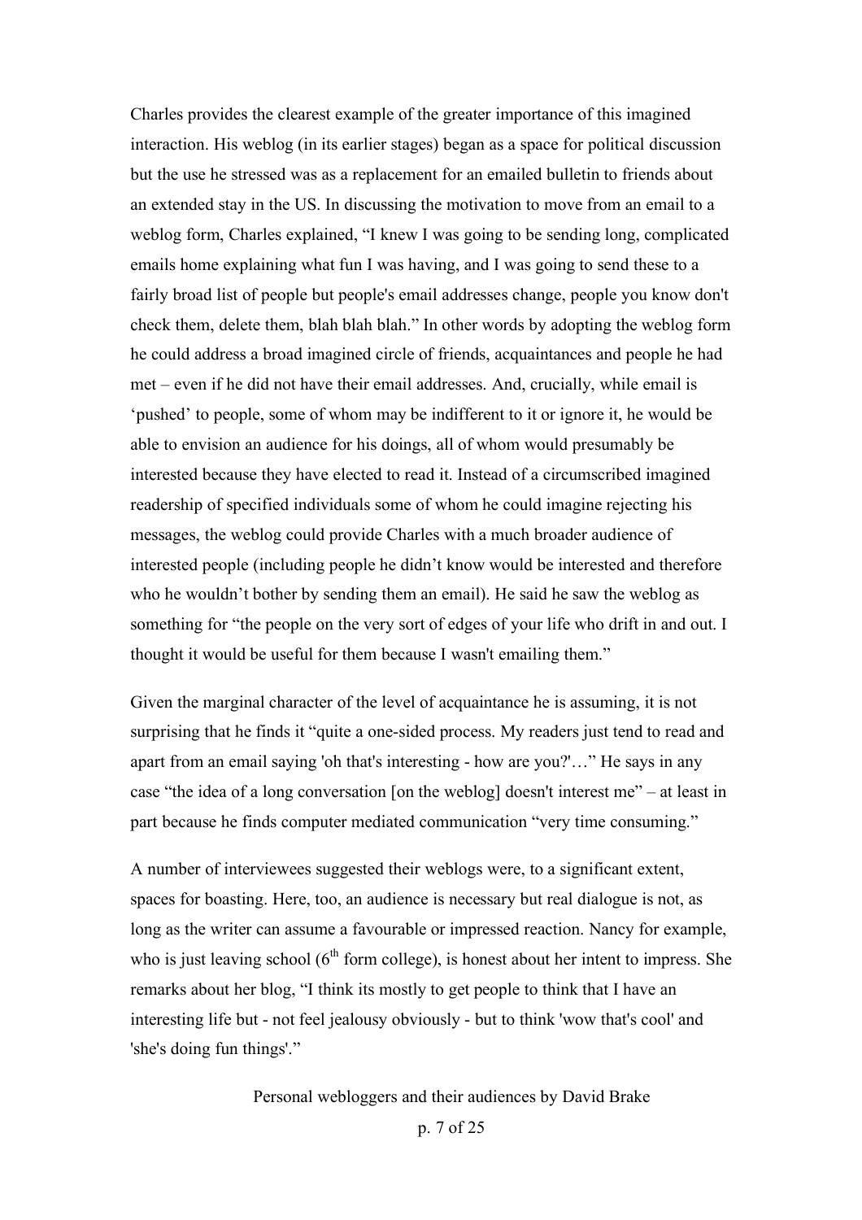Charles provides the clearest example of the greater importance of this imagined interaction. His weblog (in its earlier stages) began as a space for political discussion but the use he stressed was as a replacement for an emailed bulletin to friends about an extended stay in the US. In discussing the motivation to move from an email to a weblog form, Charles explained, "I knew I was going to be sending long, complicated emails home explaining what fun I was having, and I was going to send these to a fairly broad list of people but people's email addresses change, people you know don't check them, delete them, blah blah blah." In other words by adopting the weblog form he could address a broad imagined circle of friends, acquaintances and people he had met – even if he did not have their email addresses. And, crucially, while email is 'pushed' to people, some of whom may be indifferent to it or ignore it, he would be able to envision an audience for his doings, all of whom would presumably be interested because they have elected to read it. Instead of a circumscribed imagined readership of specified individuals some of whom he could imagine rejecting his messages, the weblog could provide Charles with a much broader audience of interested people (including people he didn't know would be interested and therefore who he wouldn't bother by sending them an email). He said he saw the weblog as something for "the people on the very sort of edges of your life who drift in and out. I thought it would be useful for them because I wasn't emailing them."

Given the marginal character of the level of acquaintance he is assuming, it is not surprising that he finds it "quite a one-sided process. My readers just tend to read and apart from an email saying 'oh that's interesting - how are you?'…" He says in any case "the idea of a long conversation [on the weblog] doesn't interest me" – at least in part because he finds computer mediated communication "very time consuming."

A number of interviewees suggested their weblogs were, to a significant extent, spaces for boasting. Here, too, an audience is necessary but real dialogue is not, as long as the writer can assume a favourable or impressed reaction. Nancy for example, who is just leaving school (6th form college), is honest about her intent to impress. She remarks about her blog, "I think its mostly to get people to think that I have an interesting life but - not feel jealousy obviously - but to think 'wow that's cool' and 'she's doing fun things'."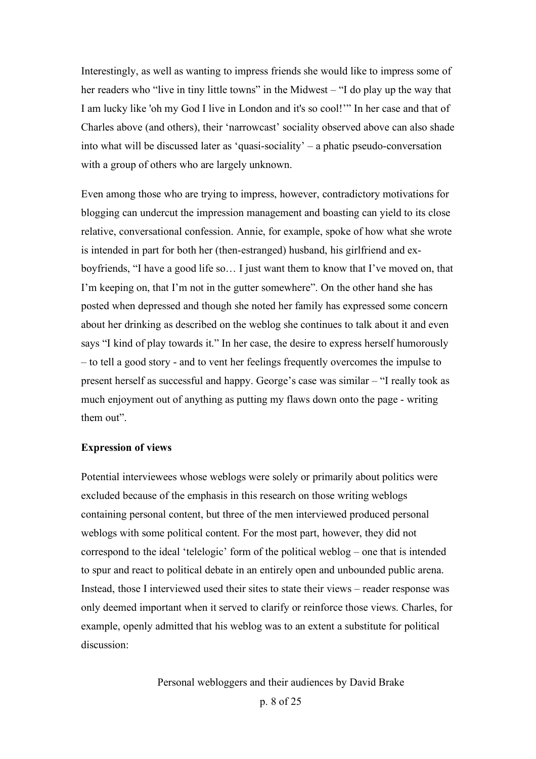Interestingly, as well as wanting to impress friends she would like to impress some of her readers who "live in tiny little towns" in the Midwest – "I do play up the way that I am lucky like 'oh my God I live in London and it's so cool!'" In her case and that of Charles above (and others), their 'narrowcast' sociality observed above can also shade into what will be discussed later as 'quasi-sociality' – a phatic pseudo-conversation with a group of others who are largely unknown.

Even among those who are trying to impress, however, contradictory motivations for blogging can undercut the impression management and boasting can yield to its close relative, conversational confession. Annie, for example, spoke of how what she wrote is intended in part for both her (then-estranged) husband, his girlfriend and ex-boyfriends, "I have a good life so… I just want them to know that I've moved on, that I'm keeping on, that I'm not in the gutter somewhere". On the other hand she has posted when depressed and though she noted her family has expressed some concern about her drinking as described on the weblog she continues to talk about it and even says "I kind of play towards it." In her case, the desire to express herself humorously – to tell a good story - and to vent her feelings frequently overcomes the impulse to present herself as successful and happy. George's case was similar – "I really took as much enjoyment out of anything as putting my flaws down onto the page - writing them out".

**Expression of views**

Potential interviewees whose weblogs were solely or primarily about politics were excluded because of the emphasis in this research on those writing weblogs containing personal content, but three of the men interviewed produced personal weblogs with some political content. For the most part, however, they did not correspond to the ideal 'telelogic' form of the political weblog – one that is intended to spur and react to political debate in an entirely open and unbounded public arena. Instead, those I interviewed used their sites to state their views – reader response was only deemed important when it served to clarify or reinforce those views. Charles, for example, openly admitted that his weblog was to an extent a substitute for political discussion: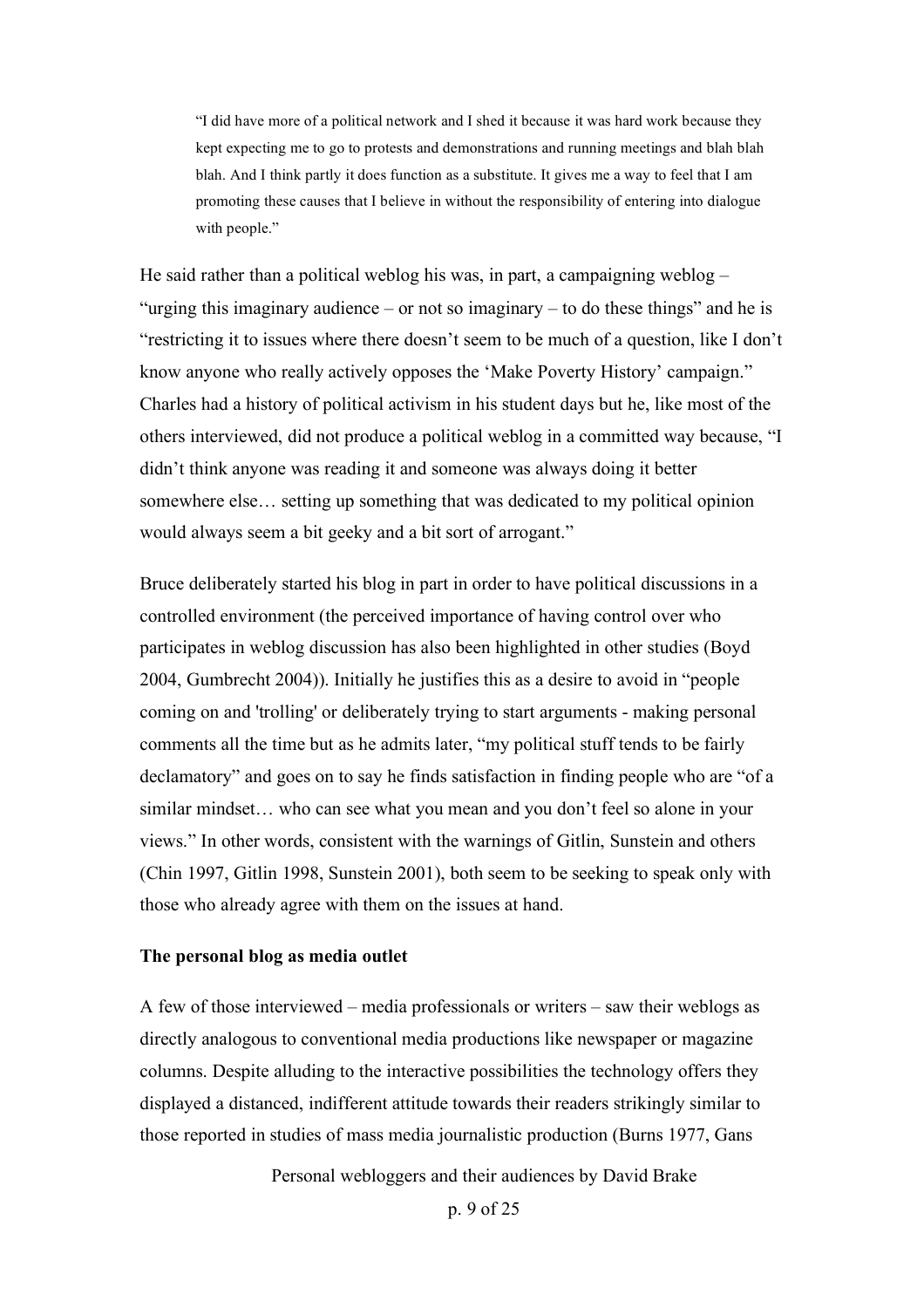> "I did have more of a political network and I shed it because it was hard work because they kept expecting me to go to protests and demonstrations and running meetings and blah blah blah. And I think partly it does function as a substitute. It gives me a way to feel that I am promoting these causes that I believe in without the responsibility of entering into dialogue with people."

He said rather than a political weblog his was, in part, a campaigning weblog – "urging this imaginary audience – or not so imaginary – to do these things" and he is "restricting it to issues where there doesn't seem to be much of a question, like I don't know anyone who really actively opposes the 'Make Poverty History' campaign." Charles had a history of political activism in his student days but he, like most of the others interviewed, did not produce a political weblog in a committed way because, "I didn't think anyone was reading it and someone was always doing it better somewhere else… setting up something that was dedicated to my political opinion would always seem a bit geeky and a bit sort of arrogant."

Bruce deliberately started his blog in part in order to have political discussions in a controlled environment (the perceived importance of having control over who participates in weblog discussion has also been highlighted in other studies (Boyd 2004, Gumbrecht 2004)). Initially he justifies this as a desire to avoid in "people coming on and 'trolling' or deliberately trying to start arguments - making personal comments all the time but as he admits later, "my political stuff tends to be fairly declamatory" and goes on to say he finds satisfaction in finding people who are "of a similar mindset… who can see what you mean and you don't feel so alone in your views." In other words, consistent with the warnings of Gitlin, Sunstein and others (Chin 1997, Gitlin 1998, Sunstein 2001), both seem to be seeking to speak only with those who already agree with them on the issues at hand.

**The personal blog as media outlet**

A few of those interviewed – media professionals or writers – saw their weblogs as directly analogous to conventional media productions like newspaper or magazine columns. Despite alluding to the interactive possibilities the technology offers they displayed a distanced, indifferent attitude towards their readers strikingly similar to those reported in studies of mass media journalistic production (Burns 1977, Gans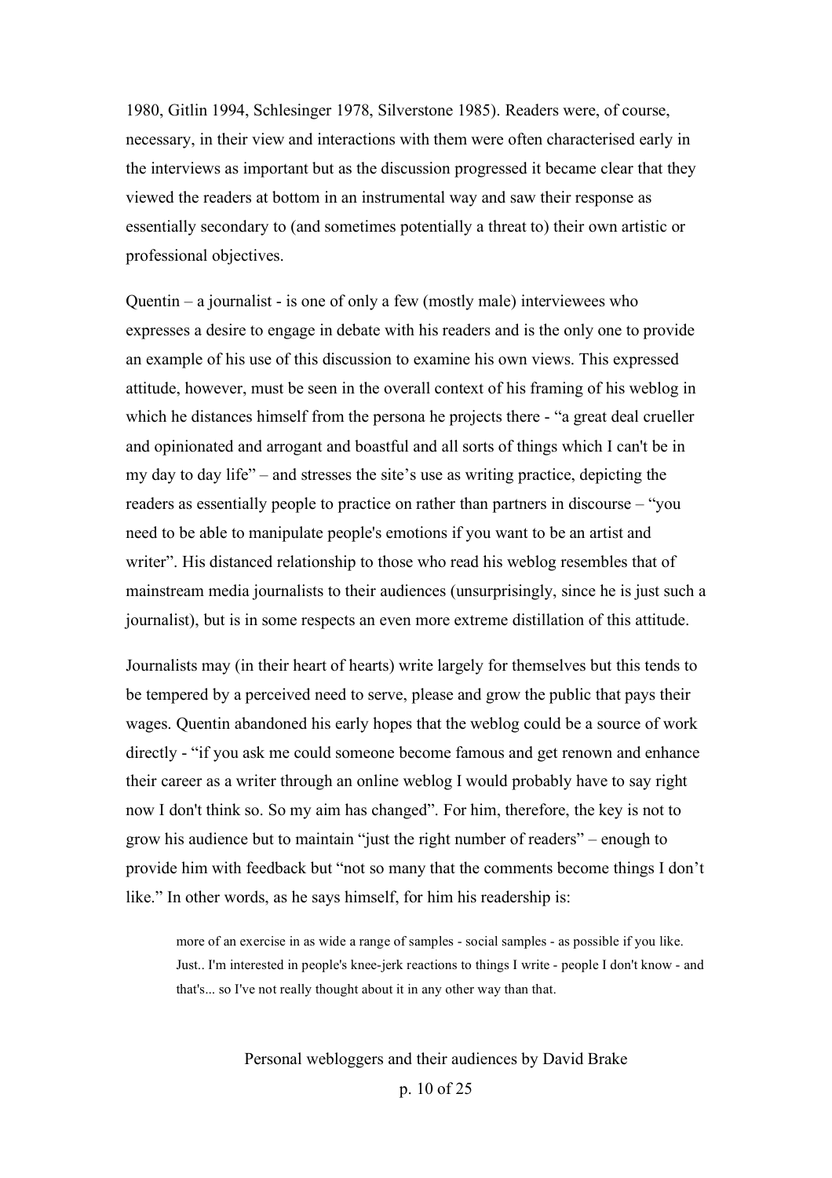1980, Gitlin 1994, Schlesinger 1978, Silverstone 1985). Readers were, of course, necessary, in their view and interactions with them were often characterised early in the interviews as important but as the discussion progressed it became clear that they viewed the readers at bottom in an instrumental way and saw their response as essentially secondary to (and sometimes potentially a threat to) their own artistic or professional objectives.

Quentin – a journalist - is one of only a few (mostly male) interviewees who expresses a desire to engage in debate with his readers and is the only one to provide an example of his use of this discussion to examine his own views. This expressed attitude, however, must be seen in the overall context of his framing of his weblog in which he distances himself from the persona he projects there - "a great deal crueller and opinionated and arrogant and boastful and all sorts of things which I can't be in my day to day life" – and stresses the site's use as writing practice, depicting the readers as essentially people to practice on rather than partners in discourse – "you need to be able to manipulate people's emotions if you want to be an artist and writer". His distanced relationship to those who read his weblog resembles that of mainstream media journalists to their audiences (unsurprisingly, since he is just such a journalist), but is in some respects an even more extreme distillation of this attitude.

Journalists may (in their heart of hearts) write largely for themselves but this tends to be tempered by a perceived need to serve, please and grow the public that pays their wages. Quentin abandoned his early hopes that the weblog could be a source of work directly - "if you ask me could someone become famous and get renown and enhance their career as a writer through an online weblog I would probably have to say right now I don't think so. So my aim has changed". For him, therefore, the key is not to grow his audience but to maintain "just the right number of readers" – enough to provide him with feedback but "not so many that the comments become things I don't like." In other words, as he says himself, for him his readership is:

> more of an exercise in as wide a range of samples - social samples - as possible if you like. Just.. I'm interested in people's knee-jerk reactions to things I write - people I don't know - and that's... so I've not really thought about it in any other way than that.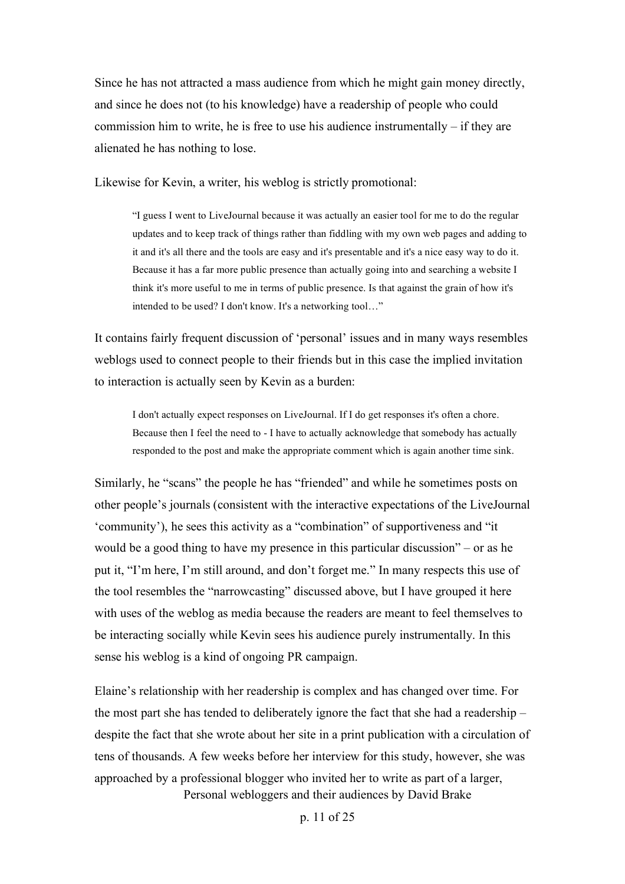Since he has not attracted a mass audience from which he might gain money directly, and since he does not (to his knowledge) have a readership of people who could commission him to write, he is free to use his audience instrumentally – if they are alienated he has nothing to lose.

Likewise for Kevin, a writer, his weblog is strictly promotional:

> "I guess I went to LiveJournal because it was actually an easier tool for me to do the regular updates and to keep track of things rather than fiddling with my own web pages and adding to it and it's all there and the tools are easy and it's presentable and it's a nice easy way to do it. Because it has a far more public presence than actually going into and searching a website I think it's more useful to me in terms of public presence. Is that against the grain of how it's intended to be used? I don't know. It's a networking tool…"

It contains fairly frequent discussion of 'personal' issues and in many ways resembles weblogs used to connect people to their friends but in this case the implied invitation to interaction is actually seen by Kevin as a burden:

> I don't actually expect responses on LiveJournal. If I do get responses it's often a chore. Because then I feel the need to - I have to actually acknowledge that somebody has actually responded to the post and make the appropriate comment which is again another time sink.

Similarly, he "scans" the people he has "friended" and while he sometimes posts on other people's journals (consistent with the interactive expectations of the LiveJournal 'community'), he sees this activity as a "combination" of supportiveness and "it would be a good thing to have my presence in this particular discussion" – or as he put it, "I'm here, I'm still around, and don't forget me." In many respects this use of the tool resembles the "narrowcasting" discussed above, but I have grouped it here with uses of the weblog as media because the readers are meant to feel themselves to be interacting socially while Kevin sees his audience purely instrumentally. In this sense his weblog is a kind of ongoing PR campaign.

Elaine's relationship with her readership is complex and has changed over time. For the most part she has tended to deliberately ignore the fact that she had a readership – despite the fact that she wrote about her site in a print publication with a circulation of tens of thousands. A few weeks before her interview for this study, however, she was approached by a professional blogger who invited her to write as part of a larger,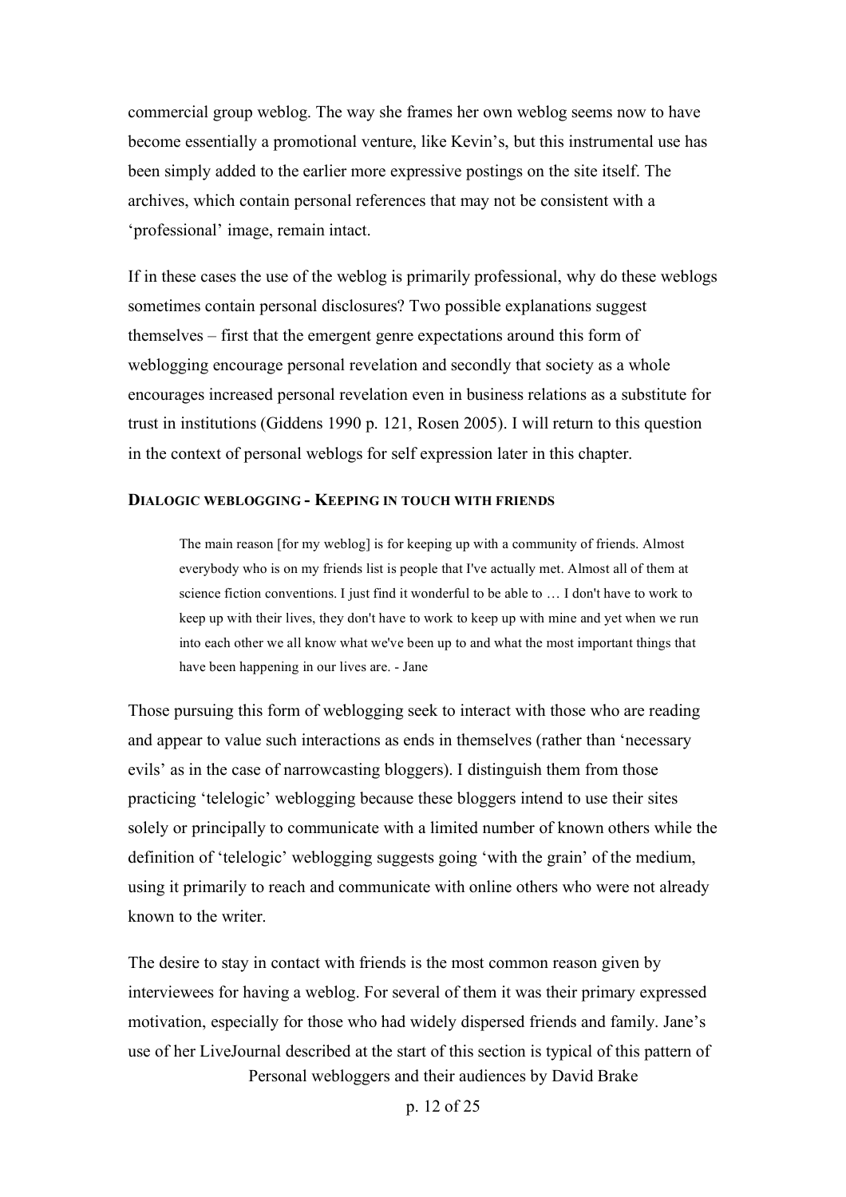commercial group weblog. The way she frames her own weblog seems now to have become essentially a promotional venture, like Kevin's, but this instrumental use has been simply added to the earlier more expressive postings on the site itself. The archives, which contain personal references that may not be consistent with a 'professional' image, remain intact.

If in these cases the use of the weblog is primarily professional, why do these weblogs sometimes contain personal disclosures? Two possible explanations suggest themselves – first that the emergent genre expectations around this form of weblogging encourage personal revelation and secondly that society as a whole encourages increased personal revelation even in business relations as a substitute for trust in institutions (Giddens 1990 p. 121, Rosen 2005). I will return to this question in the context of personal weblogs for self expression later in this chapter.

### Dialogic weblogging - Keeping in touch with friends

> The main reason [for my weblog] is for keeping up with a community of friends. Almost everybody who is on my friends list is people that I've actually met. Almost all of them at science fiction conventions. I just find it wonderful to be able to … I don't have to work to keep up with their lives, they don't have to work to keep up with mine and yet when we run into each other we all know what we've been up to and what the most important things that have been happening in our lives are. - Jane

Those pursuing this form of weblogging seek to interact with those who are reading and appear to value such interactions as ends in themselves (rather than 'necessary evils' as in the case of narrowcasting bloggers). I distinguish them from those practicing 'telelogic' weblogging because these bloggers intend to use their sites solely or principally to communicate with a limited number of known others while the definition of 'telelogic' weblogging suggests going 'with the grain' of the medium, using it primarily to reach and communicate with online others who were not already known to the writer.

The desire to stay in contact with friends is the most common reason given by interviewees for having a weblog. For several of them it was their primary expressed motivation, especially for those who had widely dispersed friends and family. Jane's use of her LiveJournal described at the start of this section is typical of this pattern of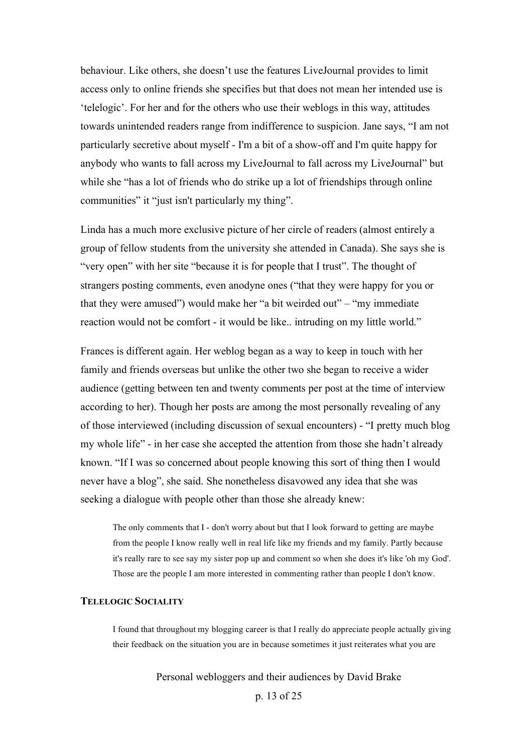behaviour. Like others, she doesn't use the features LiveJournal provides to limit access only to online friends she specifies but that does not mean her intended use is 'telelogic'. For her and for the others who use their weblogs in this way, attitudes towards unintended readers range from indifference to suspicion. Jane says, "I am not particularly secretive about myself - I'm a bit of a show-off and I'm quite happy for anybody who wants to fall across my LiveJournal to fall across my LiveJournal" but while she "has a lot of friends who do strike up a lot of friendships through online communities" it "just isn't particularly my thing".

Linda has a much more exclusive picture of her circle of readers (almost entirely a group of fellow students from the university she attended in Canada). She says she is "very open" with her site "because it is for people that I trust". The thought of strangers posting comments, even anodyne ones ("that they were happy for you or that they were amused") would make her "a bit weirded out" – "my immediate reaction would not be comfort - it would be like.. intruding on my little world."

Frances is different again. Her weblog began as a way to keep in touch with her family and friends overseas but unlike the other two she began to receive a wider audience (getting between ten and twenty comments per post at the time of interview according to her). Though her posts are among the most personally revealing of any of those interviewed (including discussion of sexual encounters) - "I pretty much blog my whole life" - in her case she accepted the attention from those she hadn't already known. "If I was so concerned about people knowing this sort of thing then I would never have a blog", she said. She nonetheless disavowed any idea that she was seeking a dialogue with people other than those she already knew:

> The only comments that I - don't worry about but that I look forward to getting are maybe from the people I know really well in real life like my friends and my family. Partly because it's really rare to see say my sister pop up and comment so when she does it's like 'oh my God'. Those are the people I am more interested in commenting rather than people I don't know.

### TELELOGIC SOCIALITY

> I found that throughout my blogging career is that I really do appreciate people actually giving their feedback on the situation you are in because sometimes it just reiterates what you are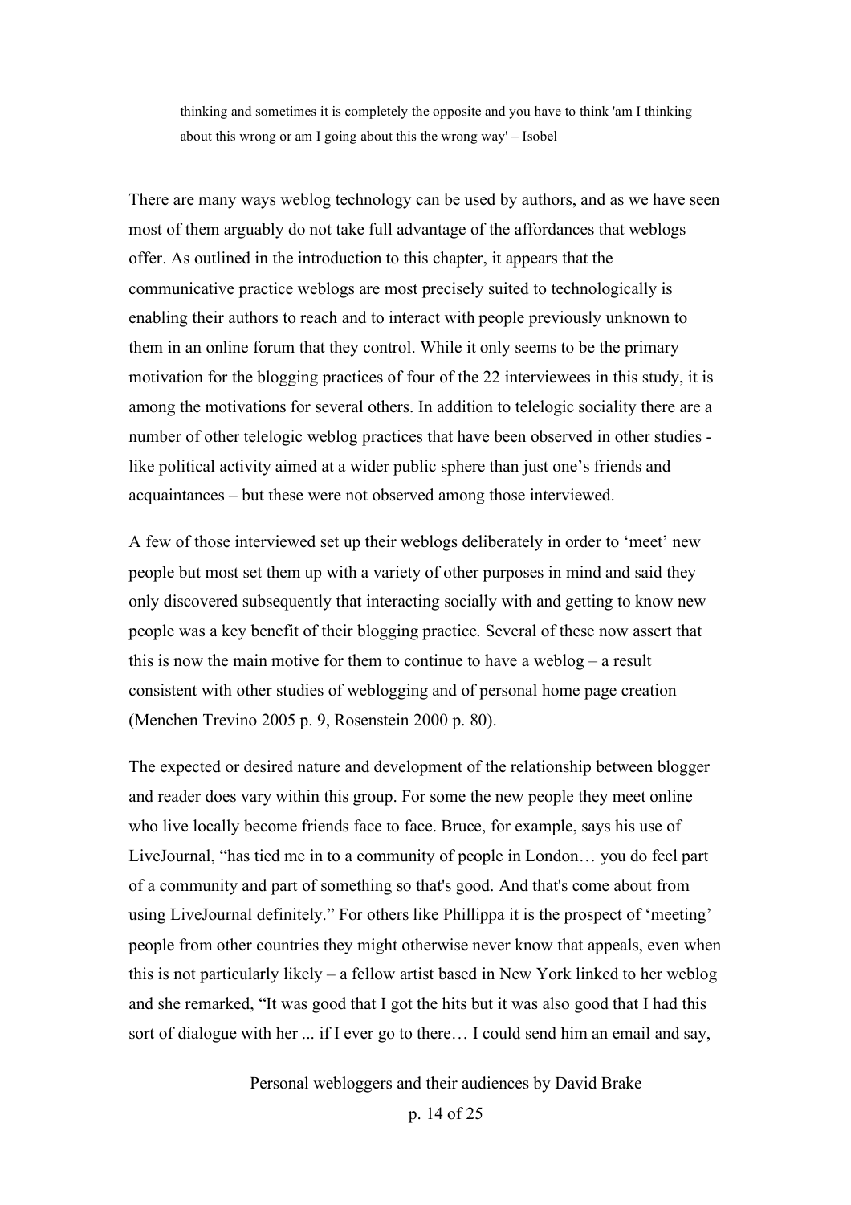> thinking and sometimes it is completely the opposite and you have to think 'am I thinking about this wrong or am I going about this the wrong way' – Isobel

There are many ways weblog technology can be used by authors, and as we have seen most of them arguably do not take full advantage of the affordances that weblogs offer. As outlined in the introduction to this chapter, it appears that the communicative practice weblogs are most precisely suited to technologically is enabling their authors to reach and to interact with people previously unknown to them in an online forum that they control. While it only seems to be the primary motivation for the blogging practices of four of the 22 interviewees in this study, it is among the motivations for several others. In addition to telelogic sociality there are a number of other telelogic weblog practices that have been observed in other studies - like political activity aimed at a wider public sphere than just one's friends and acquaintances – but these were not observed among those interviewed.

A few of those interviewed set up their weblogs deliberately in order to 'meet' new people but most set them up with a variety of other purposes in mind and said they only discovered subsequently that interacting socially with and getting to know new people was a key benefit of their blogging practice. Several of these now assert that this is now the main motive for them to continue to have a weblog – a result consistent with other studies of weblogging and of personal home page creation (Menchen Trevino 2005 p. 9, Rosenstein 2000 p. 80).

The expected or desired nature and development of the relationship between blogger and reader does vary within this group. For some the new people they meet online who live locally become friends face to face. Bruce, for example, says his use of LiveJournal, "has tied me in to a community of people in London… you do feel part of a community and part of something so that's good. And that's come about from using LiveJournal definitely." For others like Phillippa it is the prospect of 'meeting' people from other countries they might otherwise never know that appeals, even when this is not particularly likely – a fellow artist based in New York linked to her weblog and she remarked, "It was good that I got the hits but it was also good that I had this sort of dialogue with her ... if I ever go to there… I could send him an email and say,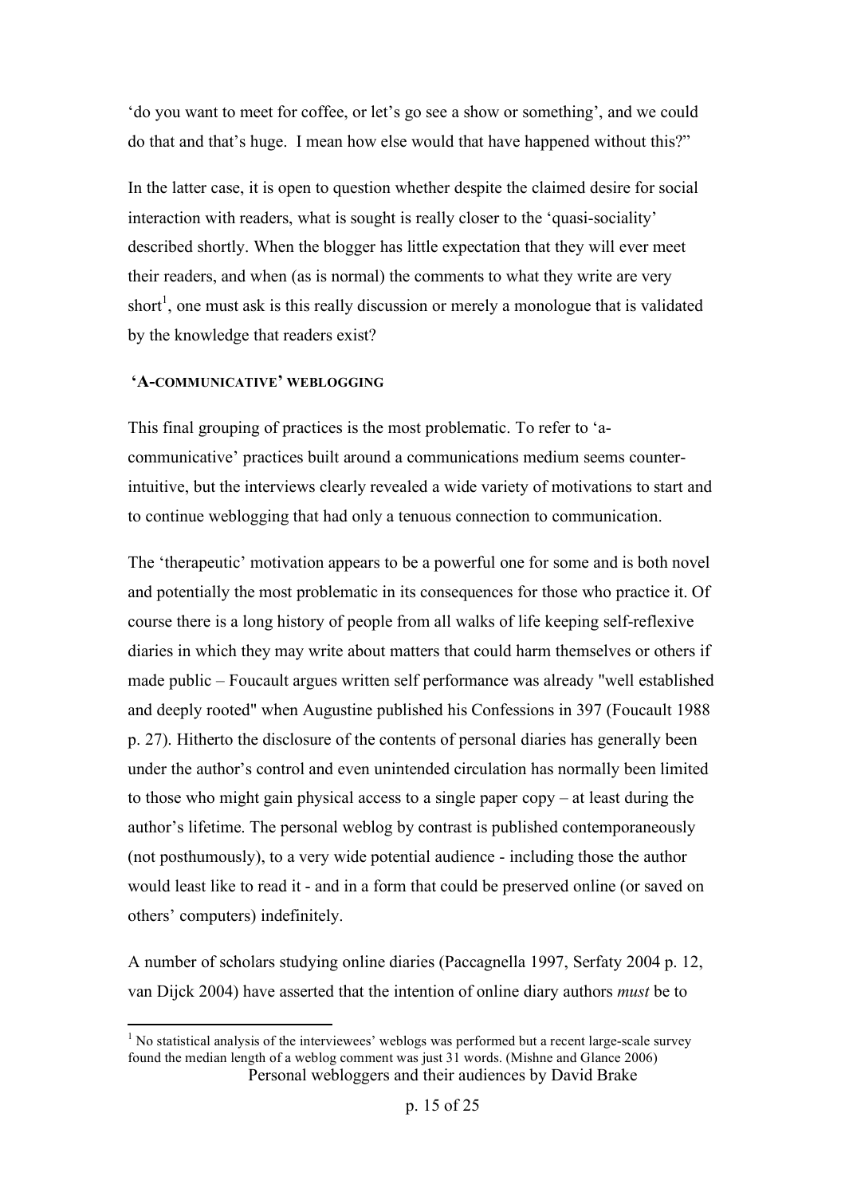'do you want to meet for coffee, or let's go see a show or something', and we could do that and that's huge. I mean how else would that have happened without this?"

In the latter case, it is open to question whether despite the claimed desire for social interaction with readers, what is sought is really closer to the 'quasi-sociality' described shortly. When the blogger has little expectation that they will ever meet their readers, and when (as is normal) the comments to what they write are very short[1], one must ask is this really discussion or merely a monologue that is validated by the knowledge that readers exist?

### 'A-COMMUNICATIVE' WEBLOGGING

This final grouping of practices is the most problematic. To refer to 'a-communicative' practices built around a communications medium seems counter-intuitive, but the interviews clearly revealed a wide variety of motivations to start and to continue weblogging that had only a tenuous connection to communication.

The 'therapeutic' motivation appears to be a powerful one for some and is both novel and potentially the most problematic in its consequences for those who practice it. Of course there is a long history of people from all walks of life keeping self-reflexive diaries in which they may write about matters that could harm themselves or others if made public – Foucault argues written self performance was already "well established and deeply rooted" when Augustine published his Confessions in 397 (Foucault 1988 p. 27). Hitherto the disclosure of the contents of personal diaries has generally been under the author's control and even unintended circulation has normally been limited to those who might gain physical access to a single paper copy – at least during the author's lifetime. The personal weblog by contrast is published contemporaneously (not posthumously), to a very wide potential audience - including those the author would least like to read it - and in a form that could be preserved online (or saved on others' computers) indefinitely.

A number of scholars studying online diaries (Paccagnella 1997, Serfaty 2004 p. 12, van Dijck 2004) have asserted that the intention of online diary authors *must* be to

[1] No statistical analysis of the interviewees' weblogs was performed but a recent large-scale survey found the median length of a weblog comment was just 31 words. (Mishne and Glance 2006)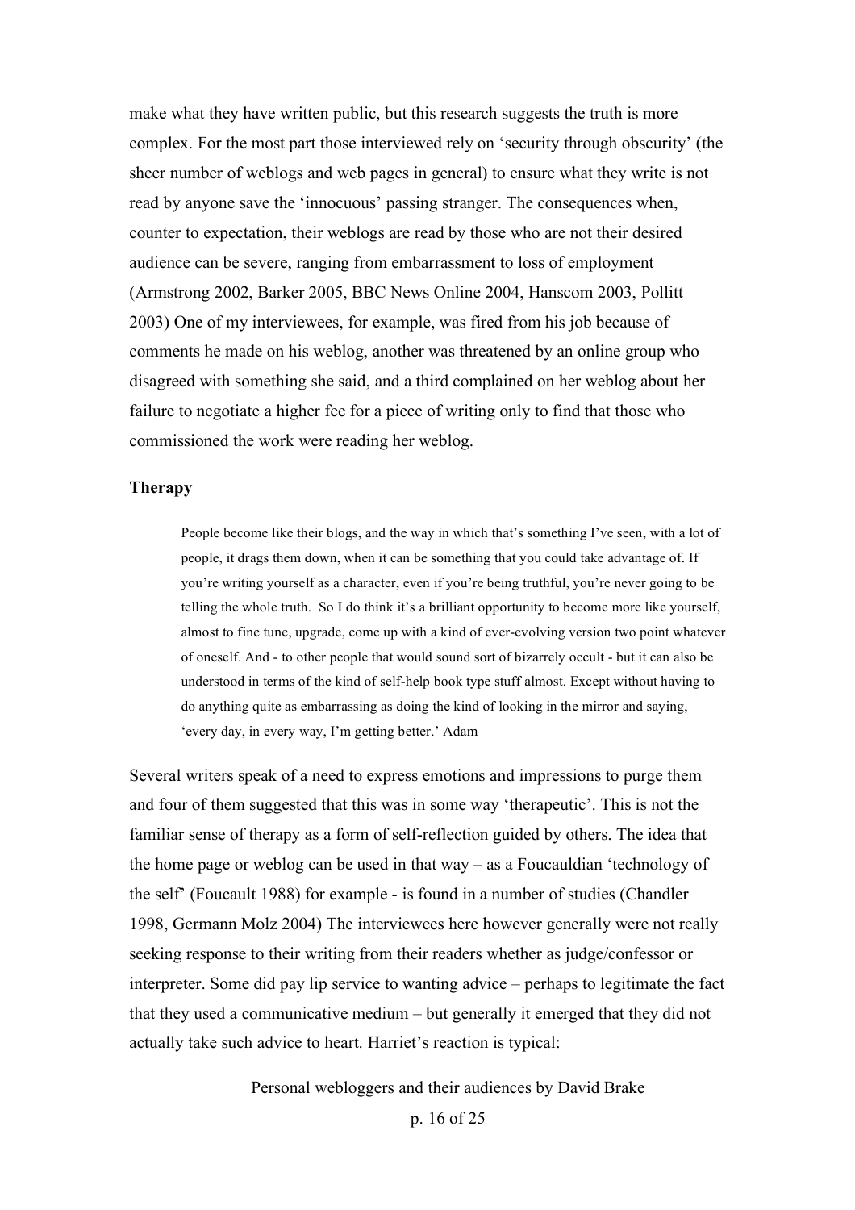make what they have written public, but this research suggests the truth is more complex. For the most part those interviewed rely on 'security through obscurity' (the sheer number of weblogs and web pages in general) to ensure what they write is not read by anyone save the 'innocuous' passing stranger. The consequences when, counter to expectation, their weblogs are read by those who are not their desired audience can be severe, ranging from embarrassment to loss of employment (Armstrong 2002, Barker 2005, BBC News Online 2004, Hanscom 2003, Pollitt 2003) One of my interviewees, for example, was fired from his job because of comments he made on his weblog, another was threatened by an online group who disagreed with something she said, and a third complained on her weblog about her failure to negotiate a higher fee for a piece of writing only to find that those who commissioned the work were reading her weblog.

**Therapy**

> People become like their blogs, and the way in which that's something I've seen, with a lot of people, it drags them down, when it can be something that you could take advantage of. If you're writing yourself as a character, even if you're being truthful, you're never going to be telling the whole truth. So I do think it's a brilliant opportunity to become more like yourself, almost to fine tune, upgrade, come up with a kind of ever-evolving version two point whatever of oneself. And - to other people that would sound sort of bizarrely occult - but it can also be understood in terms of the kind of self-help book type stuff almost. Except without having to do anything quite as embarrassing as doing the kind of looking in the mirror and saying, 'every day, in every way, I'm getting better.' Adam

Several writers speak of a need to express emotions and impressions to purge them and four of them suggested that this was in some way 'therapeutic'. This is not the familiar sense of therapy as a form of self-reflection guided by others. The idea that the home page or weblog can be used in that way – as a Foucauldian 'technology of the self' (Foucault 1988) for example - is found in a number of studies (Chandler 1998, Germann Molz 2004) The interviewees here however generally were not really seeking response to their writing from their readers whether as judge/confessor or interpreter. Some did pay lip service to wanting advice – perhaps to legitimate the fact that they used a communicative medium – but generally it emerged that they did not actually take such advice to heart. Harriet's reaction is typical: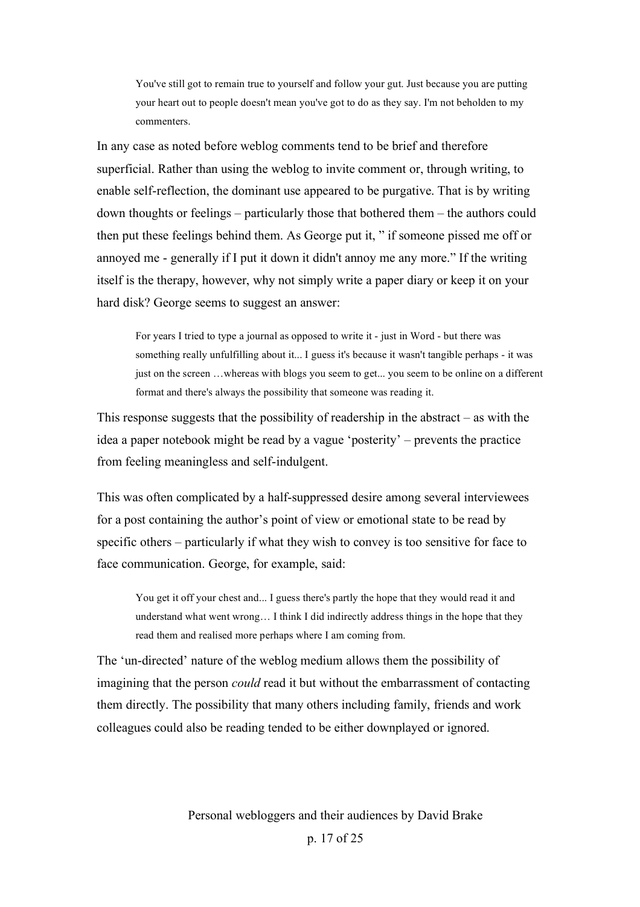> You've still got to remain true to yourself and follow your gut. Just because you are putting your heart out to people doesn't mean you've got to do as they say. I'm not beholden to my commenters.

In any case as noted before weblog comments tend to be brief and therefore superficial. Rather than using the weblog to invite comment or, through writing, to enable self-reflection, the dominant use appeared to be purgative. That is by writing down thoughts or feelings – particularly those that bothered them – the authors could then put these feelings behind them. As George put it, " if someone pissed me off or annoyed me - generally if I put it down it didn't annoy me any more." If the writing itself is the therapy, however, why not simply write a paper diary or keep it on your hard disk? George seems to suggest an answer:

> For years I tried to type a journal as opposed to write it - just in Word - but there was something really unfulfilling about it... I guess it's because it wasn't tangible perhaps - it was just on the screen …whereas with blogs you seem to get... you seem to be online on a different format and there's always the possibility that someone was reading it.

This response suggests that the possibility of readership in the abstract – as with the idea a paper notebook might be read by a vague 'posterity' – prevents the practice from feeling meaningless and self-indulgent.

This was often complicated by a half-suppressed desire among several interviewees for a post containing the author's point of view or emotional state to be read by specific others – particularly if what they wish to convey is too sensitive for face to face communication. George, for example, said:

> You get it off your chest and... I guess there's partly the hope that they would read it and understand what went wrong… I think I did indirectly address things in the hope that they read them and realised more perhaps where I am coming from.

The 'un-directed' nature of the weblog medium allows them the possibility of imagining that the person *could* read it but without the embarrassment of contacting them directly. The possibility that many others including family, friends and work colleagues could also be reading tended to be either downplayed or ignored.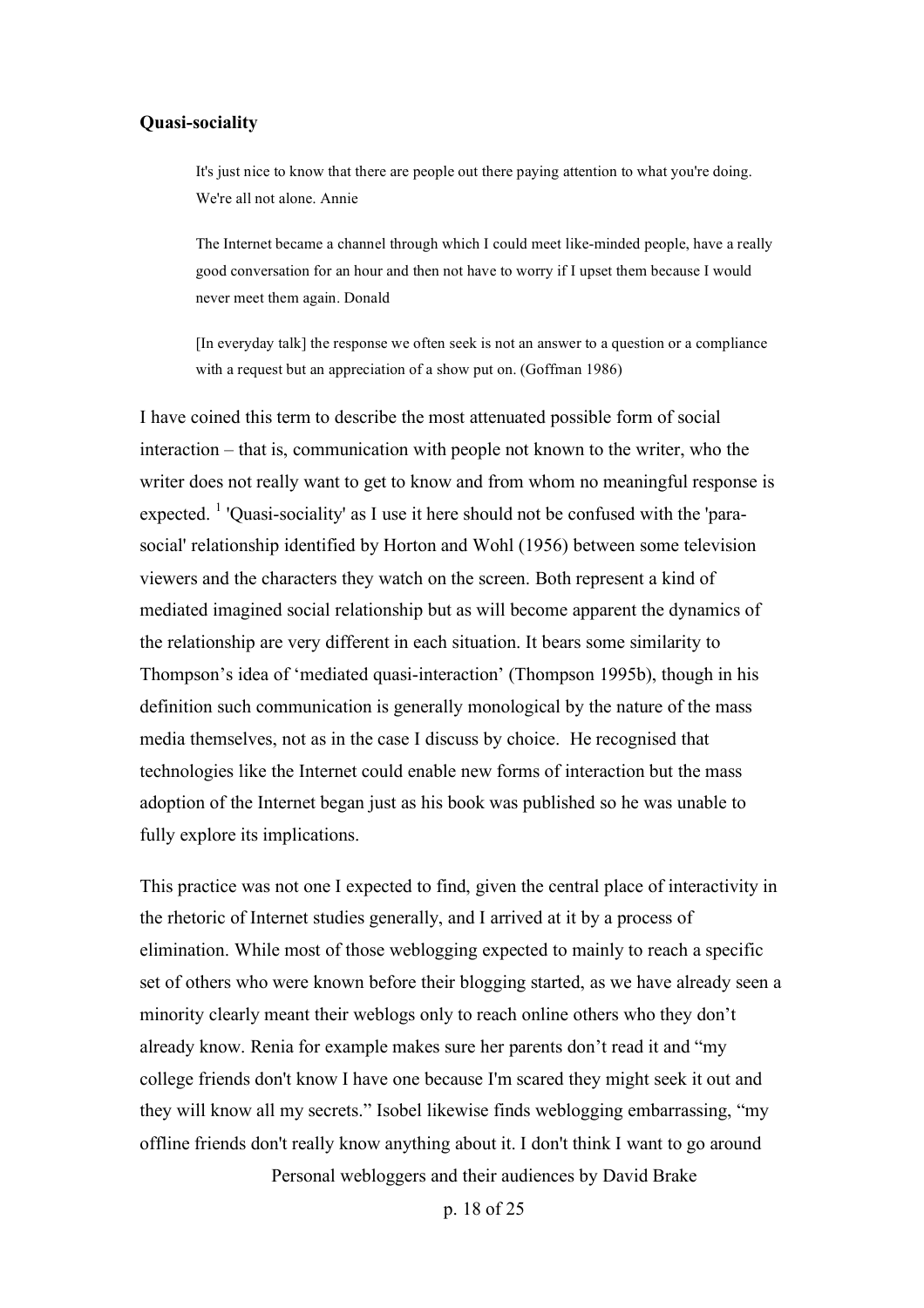### Quasi-sociality

> It's just nice to know that there are people out there paying attention to what you're doing. We're all not alone. Annie

> The Internet became a channel through which I could meet like-minded people, have a really good conversation for an hour and then not have to worry if I upset them because I would never meet them again. Donald

> [In everyday talk] the response we often seek is not an answer to a question or a compliance with a request but an appreciation of a show put on. (Goffman 1986)

I have coined this term to describe the most attenuated possible form of social interaction – that is, communication with people not known to the writer, who the writer does not really want to get to know and from whom no meaningful response is expected. [1] 'Quasi-sociality' as I use it here should not be confused with the 'para-social' relationship identified by Horton and Wohl (1956) between some television viewers and the characters they watch on the screen. Both represent a kind of mediated imagined social relationship but as will become apparent the dynamics of the relationship are very different in each situation. It bears some similarity to Thompson's idea of 'mediated quasi-interaction' (Thompson 1995b), though in his definition such communication is generally monological by the nature of the mass media themselves, not as in the case I discuss by choice. He recognised that technologies like the Internet could enable new forms of interaction but the mass adoption of the Internet began just as his book was published so he was unable to fully explore its implications.

This practice was not one I expected to find, given the central place of interactivity in the rhetoric of Internet studies generally, and I arrived at it by a process of elimination. While most of those weblogging expected to mainly to reach a specific set of others who were known before their blogging started, as we have already seen a minority clearly meant their weblogs only to reach online others who they don't already know. Renia for example makes sure her parents don't read it and "my college friends don't know I have one because I'm scared they might seek it out and they will know all my secrets." Isobel likewise finds weblogging embarrassing, "my offline friends don't really know anything about it. I don't think I want to go around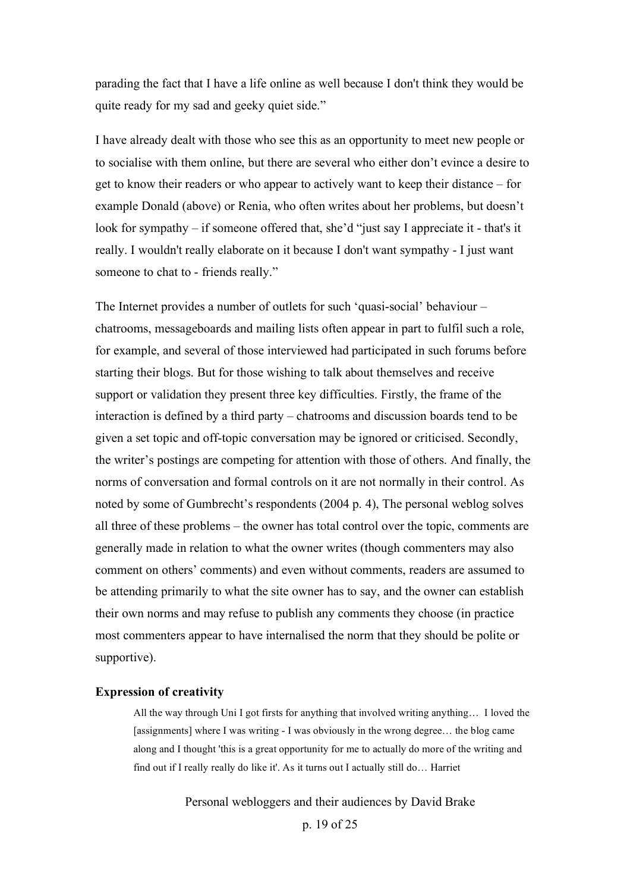parading the fact that I have a life online as well because I don't think they would be quite ready for my sad and geeky quiet side."

I have already dealt with those who see this as an opportunity to meet new people or to socialise with them online, but there are several who either don't evince a desire to get to know their readers or who appear to actively want to keep their distance – for example Donald (above) or Renia, who often writes about her problems, but doesn't look for sympathy – if someone offered that, she'd "just say I appreciate it - that's it really. I wouldn't really elaborate on it because I don't want sympathy - I just want someone to chat to - friends really."

The Internet provides a number of outlets for such 'quasi-social' behaviour – chatrooms, messageboards and mailing lists often appear in part to fulfil such a role, for example, and several of those interviewed had participated in such forums before starting their blogs. But for those wishing to talk about themselves and receive support or validation they present three key difficulties. Firstly, the frame of the interaction is defined by a third party – chatrooms and discussion boards tend to be given a set topic and off-topic conversation may be ignored or criticised. Secondly, the writer's postings are competing for attention with those of others. And finally, the norms of conversation and formal controls on it are not normally in their control. As noted by some of Gumbrecht's respondents (2004 p. 4), The personal weblog solves all three of these problems – the owner has total control over the topic, comments are generally made in relation to what the owner writes (though commenters may also comment on others' comments) and even without comments, readers are assumed to be attending primarily to what the site owner has to say, and the owner can establish their own norms and may refuse to publish any comments they choose (in practice most commenters appear to have internalised the norm that they should be polite or supportive).

### Expression of creativity

> All the way through Uni I got firsts for anything that involved writing anything… I loved the [assignments] where I was writing - I was obviously in the wrong degree… the blog came along and I thought 'this is a great opportunity for me to actually do more of the writing and find out if I really really do like it'. As it turns out I actually still do… Harriet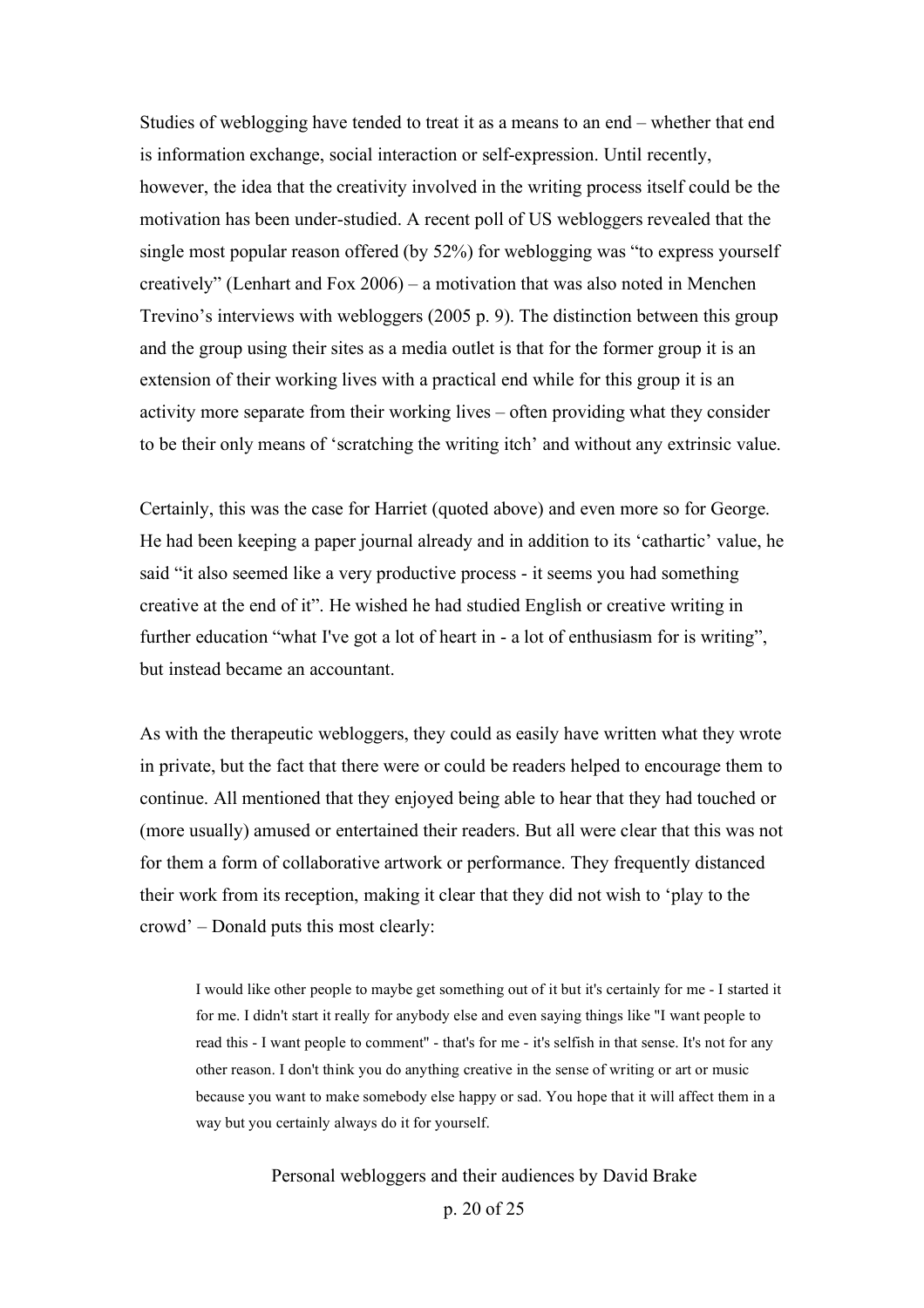Studies of weblogging have tended to treat it as a means to an end – whether that end is information exchange, social interaction or self-expression. Until recently, however, the idea that the creativity involved in the writing process itself could be the motivation has been under-studied. A recent poll of US webloggers revealed that the single most popular reason offered (by 52%) for weblogging was "to express yourself creatively" (Lenhart and Fox 2006) – a motivation that was also noted in Menchen Trevino's interviews with webloggers (2005 p. 9). The distinction between this group and the group using their sites as a media outlet is that for the former group it is an extension of their working lives with a practical end while for this group it is an activity more separate from their working lives – often providing what they consider to be their only means of 'scratching the writing itch' and without any extrinsic value.

Certainly, this was the case for Harriet (quoted above) and even more so for George. He had been keeping a paper journal already and in addition to its 'cathartic' value, he said "it also seemed like a very productive process - it seems you had something creative at the end of it". He wished he had studied English or creative writing in further education "what I've got a lot of heart in - a lot of enthusiasm for is writing", but instead became an accountant.

As with the therapeutic webloggers, they could as easily have written what they wrote in private, but the fact that there were or could be readers helped to encourage them to continue. All mentioned that they enjoyed being able to hear that they had touched or (more usually) amused or entertained their readers. But all were clear that this was not for them a form of collaborative artwork or performance. They frequently distanced their work from its reception, making it clear that they did not wish to 'play to the crowd' – Donald puts this most clearly:

> I would like other people to maybe get something out of it but it's certainly for me - I started it for me. I didn't start it really for anybody else and even saying things like "I want people to read this - I want people to comment" - that's for me - it's selfish in that sense. It's not for any other reason. I don't think you do anything creative in the sense of writing or art or music because you want to make somebody else happy or sad. You hope that it will affect them in a way but you certainly always do it for yourself.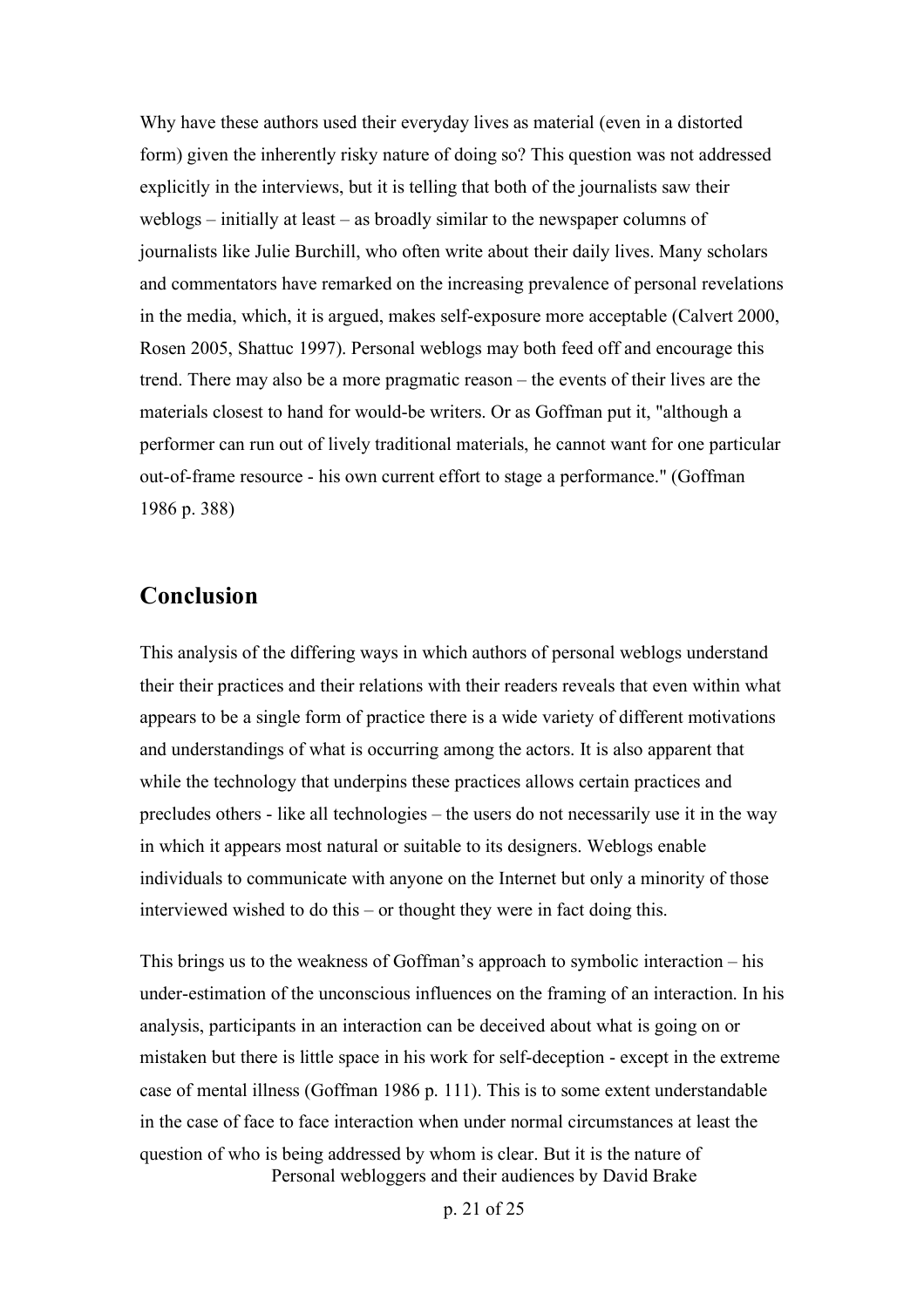Why have these authors used their everyday lives as material (even in a distorted form) given the inherently risky nature of doing so? This question was not addressed explicitly in the interviews, but it is telling that both of the journalists saw their weblogs – initially at least – as broadly similar to the newspaper columns of journalists like Julie Burchill, who often write about their daily lives. Many scholars and commentators have remarked on the increasing prevalence of personal revelations in the media, which, it is argued, makes self-exposure more acceptable (Calvert 2000, Rosen 2005, Shattuc 1997). Personal weblogs may both feed off and encourage this trend. There may also be a more pragmatic reason – the events of their lives are the materials closest to hand for would-be writers. Or as Goffman put it, "although a performer can run out of lively traditional materials, he cannot want for one particular out-of-frame resource - his own current effort to stage a performance." (Goffman 1986 p. 388)

## Conclusion

This analysis of the differing ways in which authors of personal weblogs understand their their practices and their relations with their readers reveals that even within what appears to be a single form of practice there is a wide variety of different motivations and understandings of what is occurring among the actors. It is also apparent that while the technology that underpins these practices allows certain practices and precludes others - like all technologies – the users do not necessarily use it in the way in which it appears most natural or suitable to its designers. Weblogs enable individuals to communicate with anyone on the Internet but only a minority of those interviewed wished to do this – or thought they were in fact doing this.

This brings us to the weakness of Goffman's approach to symbolic interaction – his under-estimation of the unconscious influences on the framing of an interaction. In his analysis, participants in an interaction can be deceived about what is going on or mistaken but there is little space in his work for self-deception - except in the extreme case of mental illness (Goffman 1986 p. 111). This is to some extent understandable in the case of face to face interaction when under normal circumstances at least the question of who is being addressed by whom is clear. But it is the nature of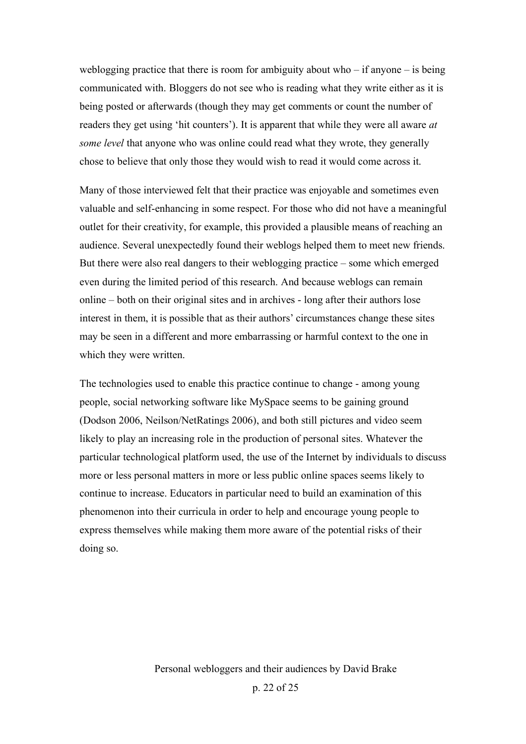weblogging practice that there is room for ambiguity about who – if anyone – is being communicated with. Bloggers do not see who is reading what they write either as it is being posted or afterwards (though they may get comments or count the number of readers they get using 'hit counters'). It is apparent that while they were all aware *at some level* that anyone who was online could read what they wrote, they generally chose to believe that only those they would wish to read it would come across it.

Many of those interviewed felt that their practice was enjoyable and sometimes even valuable and self-enhancing in some respect. For those who did not have a meaningful outlet for their creativity, for example, this provided a plausible means of reaching an audience. Several unexpectedly found their weblogs helped them to meet new friends. But there were also real dangers to their weblogging practice – some which emerged even during the limited period of this research. And because weblogs can remain online – both on their original sites and in archives - long after their authors lose interest in them, it is possible that as their authors' circumstances change these sites may be seen in a different and more embarrassing or harmful context to the one in which they were written.

The technologies used to enable this practice continue to change - among young people, social networking software like MySpace seems to be gaining ground (Dodson 2006, Neilson/NetRatings 2006), and both still pictures and video seem likely to play an increasing role in the production of personal sites. Whatever the particular technological platform used, the use of the Internet by individuals to discuss more or less personal matters in more or less public online spaces seems likely to continue to increase. Educators in particular need to build an examination of this phenomenon into their curricula in order to help and encourage young people to express themselves while making them more aware of the potential risks of their doing so.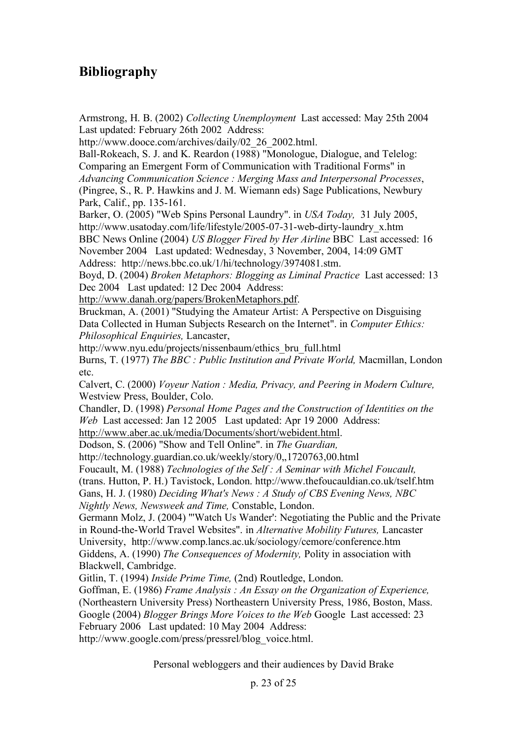## Bibliography

Armstrong, H. B. (2002) *Collecting Unemployment* Last accessed: May 25th 2004 Last updated: February 26th 2002 Address: http://www.dooce.com/archives/daily/02_26_2002.html.

Ball-Rokeach, S. J. and K. Reardon (1988) "Monologue, Dialogue, and Telelog: Comparing an Emergent Form of Communication with Traditional Forms" in *Advancing Communication Science : Merging Mass and Interpersonal Processes*, (Pingree, S., R. P. Hawkins and J. M. Wiemann eds) Sage Publications, Newbury Park, Calif., pp. 135-161.

Barker, O. (2005) "Web Spins Personal Laundry". in *USA Today,* 31 July 2005, http://www.usatoday.com/life/lifestyle/2005-07-31-web-dirty-laundry_x.htm

BBC News Online (2004) *US Blogger Fired by Her Airline* BBC Last accessed: 16 November 2004 Last updated: Wednesday, 3 November, 2004, 14:09 GMT Address: http://news.bbc.co.uk/1/hi/technology/3974081.stm.

Boyd, D. (2004) *Broken Metaphors: Blogging as Liminal Practice* Last accessed: 13 Dec 2004 Last updated: 12 Dec 2004 Address: http://www.danah.org/papers/BrokenMetaphors.pdf.

Bruckman, A. (2001) "Studying the Amateur Artist: A Perspective on Disguising Data Collected in Human Subjects Research on the Internet". in *Computer Ethics: Philosophical Enquiries,* Lancaster, http://www.nyu.edu/projects/nissenbaum/ethics_bru_full.html

Burns, T. (1977) *The BBC : Public Institution and Private World,* Macmillan, London etc.

Calvert, C. (2000) *Voyeur Nation : Media, Privacy, and Peering in Modern Culture,* Westview Press, Boulder, Colo.

Chandler, D. (1998) *Personal Home Pages and the Construction of Identities on the Web* Last accessed: Jan 12 2005 Last updated: Apr 19 2000 Address: http://www.aber.ac.uk/media/Documents/short/webident.html.

Dodson, S. (2006) "Show and Tell Online". in *The Guardian,* http://technology.guardian.co.uk/weekly/story/0,,1720763,00.html

Foucault, M. (1988) *Technologies of the Self : A Seminar with Michel Foucault,* (trans. Hutton, P. H.) Tavistock, London. http://www.thefoucauldian.co.uk/tself.htm

Gans, H. J. (1980) *Deciding What's News : A Study of CBS Evening News, NBC Nightly News, Newsweek and Time,* Constable, London.

Germann Molz, J. (2004) "'Watch Us Wander': Negotiating the Public and the Private in Round-the-World Travel Websites". in *Alternative Mobility Futures,* Lancaster University, http://www.comp.lancs.ac.uk/sociology/cemore/conference.htm

Giddens, A. (1990) *The Consequences of Modernity,* Polity in association with Blackwell, Cambridge.

Gitlin, T. (1994) *Inside Prime Time,* (2nd) Routledge, London.

Goffman, E. (1986) *Frame Analysis : An Essay on the Organization of Experience,* (Northeastern University Press) Northeastern University Press, 1986, Boston, Mass.

Google (2004) *Blogger Brings More Voices to the Web* Google Last accessed: 23 February 2006 Last updated: 10 May 2004 Address: http://www.google.com/press/pressrel/blog_voice.html.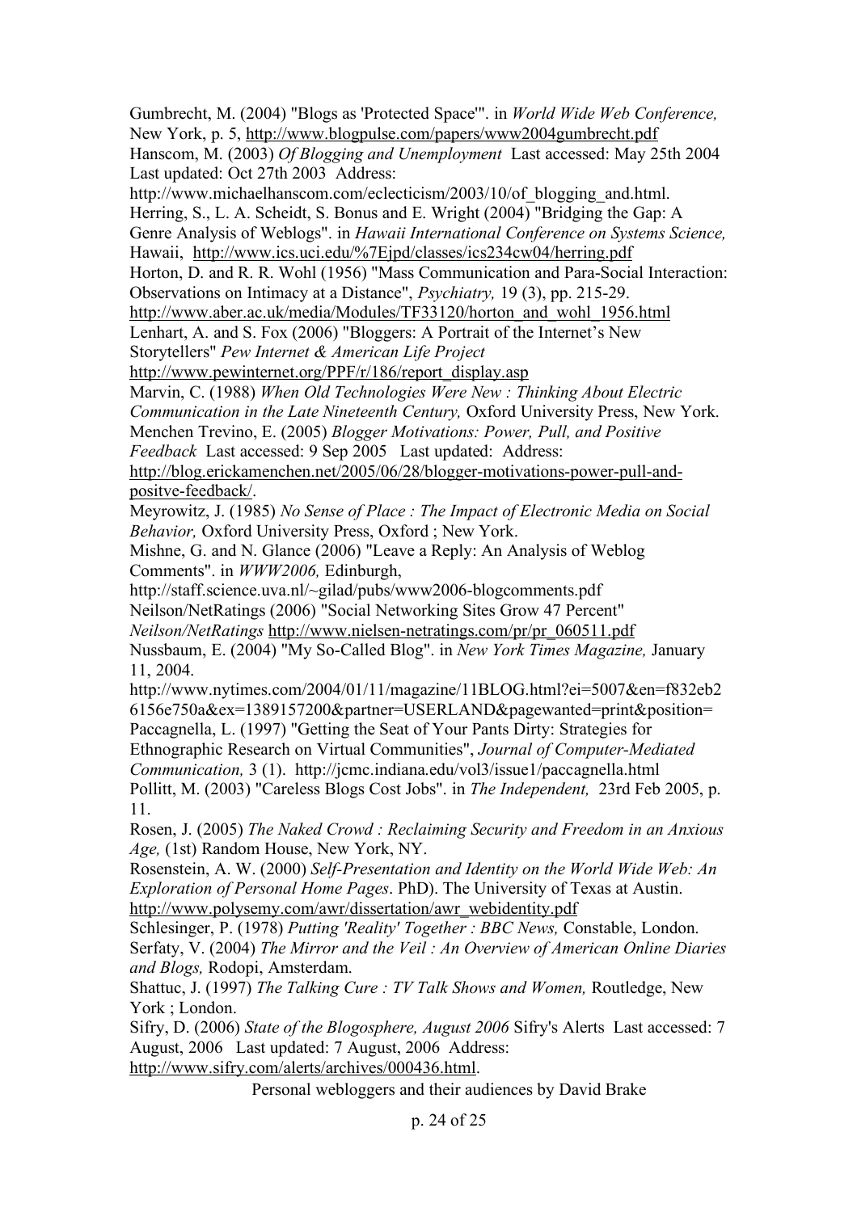Gumbrecht, M. (2004) "Blogs as 'Protected Space'". in *World Wide Web Conference,* New York, p. 5, http://www.blogpulse.com/papers/www2004gumbrecht.pdf

Hanscom, M. (2003) *Of Blogging and Unemployment* Last accessed: May 25th 2004 Last updated: Oct 27th 2003 Address: http://www.michaelhanscom.com/eclecticism/2003/10/of_blogging_and.html.

Herring, S., L. A. Scheidt, S. Bonus and E. Wright (2004) "Bridging the Gap: A Genre Analysis of Weblogs". in *Hawaii International Conference on Systems Science,* Hawaii, http://www.ics.uci.edu/%7Ejpd/classes/ics234cw04/herring.pdf

Horton, D. and R. R. Wohl (1956) "Mass Communication and Para-Social Interaction: Observations on Intimacy at a Distance", *Psychiatry,* 19 (3), pp. 215-29. http://www.aber.ac.uk/media/Modules/TF33120/horton_and_wohl_1956.html

Lenhart, A. and S. Fox (2006) "Bloggers: A Portrait of the Internet's New Storytellers" *Pew Internet & American Life Project* http://www.pewinternet.org/PPF/r/186/report_display.asp

Marvin, C. (1988) *When Old Technologies Were New : Thinking About Electric Communication in the Late Nineteenth Century,* Oxford University Press, New York.

Menchen Trevino, E. (2005) *Blogger Motivations: Power, Pull, and Positive Feedback* Last accessed: 9 Sep 2005 Last updated: Address: http://blog.erickamenchen.net/2005/06/28/blogger-motivations-power-pull-and-positve-feedback/.

Meyrowitz, J. (1985) *No Sense of Place : The Impact of Electronic Media on Social Behavior,* Oxford University Press, Oxford ; New York.

Mishne, G. and N. Glance (2006) "Leave a Reply: An Analysis of Weblog Comments". in *WWW2006,* Edinburgh, http://staff.science.uva.nl/~gilad/pubs/www2006-blogcomments.pdf

Neilson/NetRatings (2006) "Social Networking Sites Grow 47 Percent" *Neilson/NetRatings* http://www.nielsen-netratings.com/pr/pr_060511.pdf

Nussbaum, E. (2004) "My So-Called Blog". in *New York Times Magazine,* January 11, 2004. http://www.nytimes.com/2004/01/11/magazine/11BLOG.html?ei=5007&en=f832eb26156e750a&ex=1389157200&partner=USERLAND&pagewanted=print&position=

Paccagnella, L. (1997) "Getting the Seat of Your Pants Dirty: Strategies for Ethnographic Research on Virtual Communities", *Journal of Computer-Mediated Communication,* 3 (1). http://jcmc.indiana.edu/vol3/issue1/paccagnella.html

Pollitt, M. (2003) "Careless Blogs Cost Jobs". in *The Independent,* 23rd Feb 2005, p. 11.

Rosen, J. (2005) *The Naked Crowd : Reclaiming Security and Freedom in an Anxious Age,* (1st) Random House, New York, NY.

Rosenstein, A. W. (2000) *Self-Presentation and Identity on the World Wide Web: An Exploration of Personal Home Pages*. PhD). The University of Texas at Austin. http://www.polysemy.com/awr/dissertation/awr_webidentity.pdf

Schlesinger, P. (1978) *Putting 'Reality' Together : BBC News,* Constable, London.

Serfaty, V. (2004) *The Mirror and the Veil : An Overview of American Online Diaries and Blogs,* Rodopi, Amsterdam.

Shattuc, J. (1997) *The Talking Cure : TV Talk Shows and Women,* Routledge, New York ; London.

Sifry, D. (2006) *State of the Blogosphere, August 2006* Sifry's Alerts Last accessed: 7 August, 2006 Last updated: 7 August, 2006 Address: http://www.sifry.com/alerts/archives/000436.html.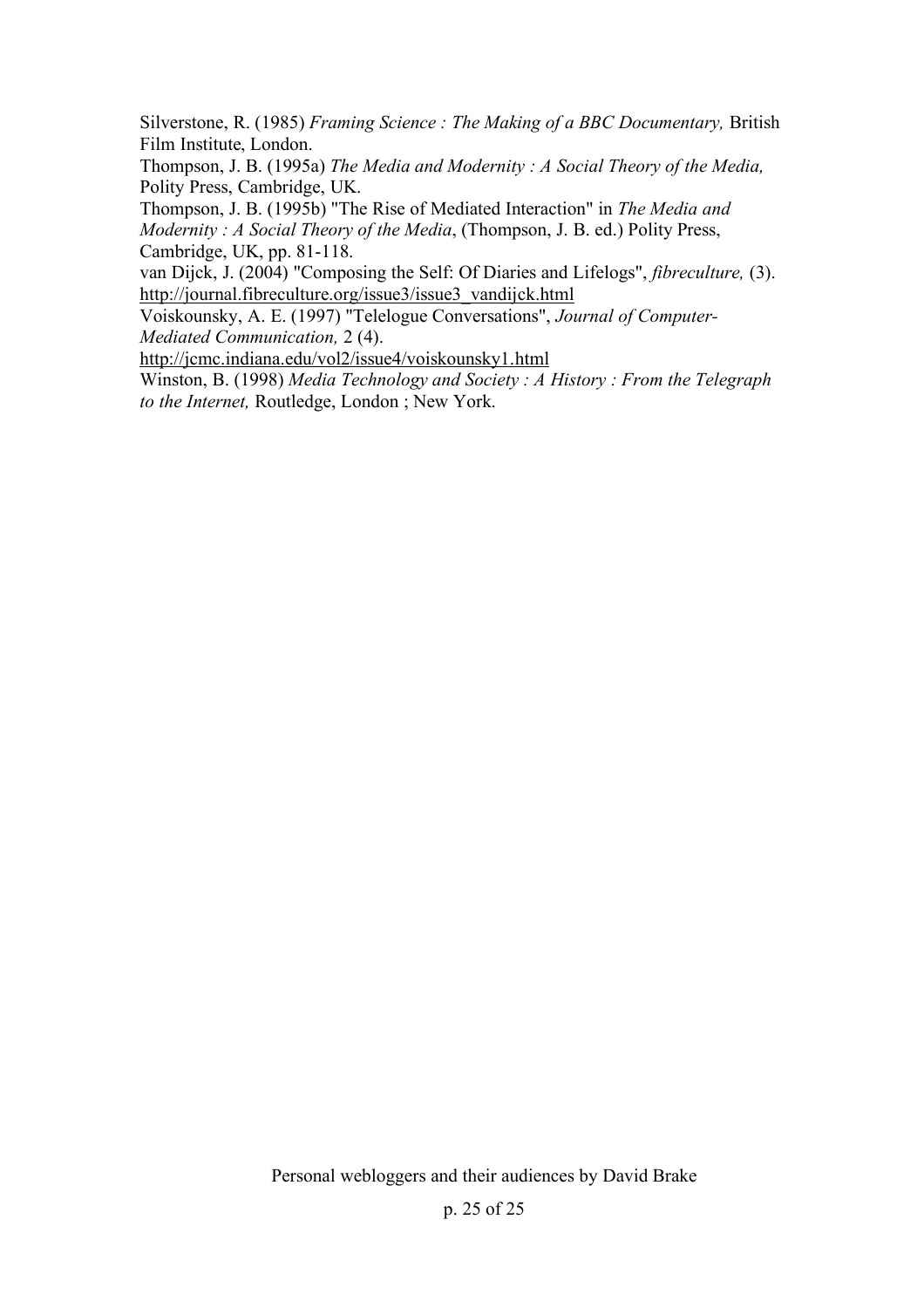Silverstone, R. (1985) *Framing Science : The Making of a BBC Documentary,* British Film Institute, London.

Thompson, J. B. (1995a) *The Media and Modernity : A Social Theory of the Media,* Polity Press, Cambridge, UK.

Thompson, J. B. (1995b) "The Rise of Mediated Interaction" in *The Media and Modernity : A Social Theory of the Media*, (Thompson, J. B. ed.) Polity Press, Cambridge, UK, pp. 81-118.

van Dijck, J. (2004) "Composing the Self: Of Diaries and Lifelogs", *fibreculture,* (3). http://journal.fibreculture.org/issue3/issue3_vandijck.html

Voiskounsky, A. E. (1997) "Telelogue Conversations", *Journal of Computer-Mediated Communication,* 2 (4). http://jcmc.indiana.edu/vol2/issue4/voiskounsky1.html

Winston, B. (1998) *Media Technology and Society : A History : From the Telegraph to the Internet,* Routledge, London ; New York.